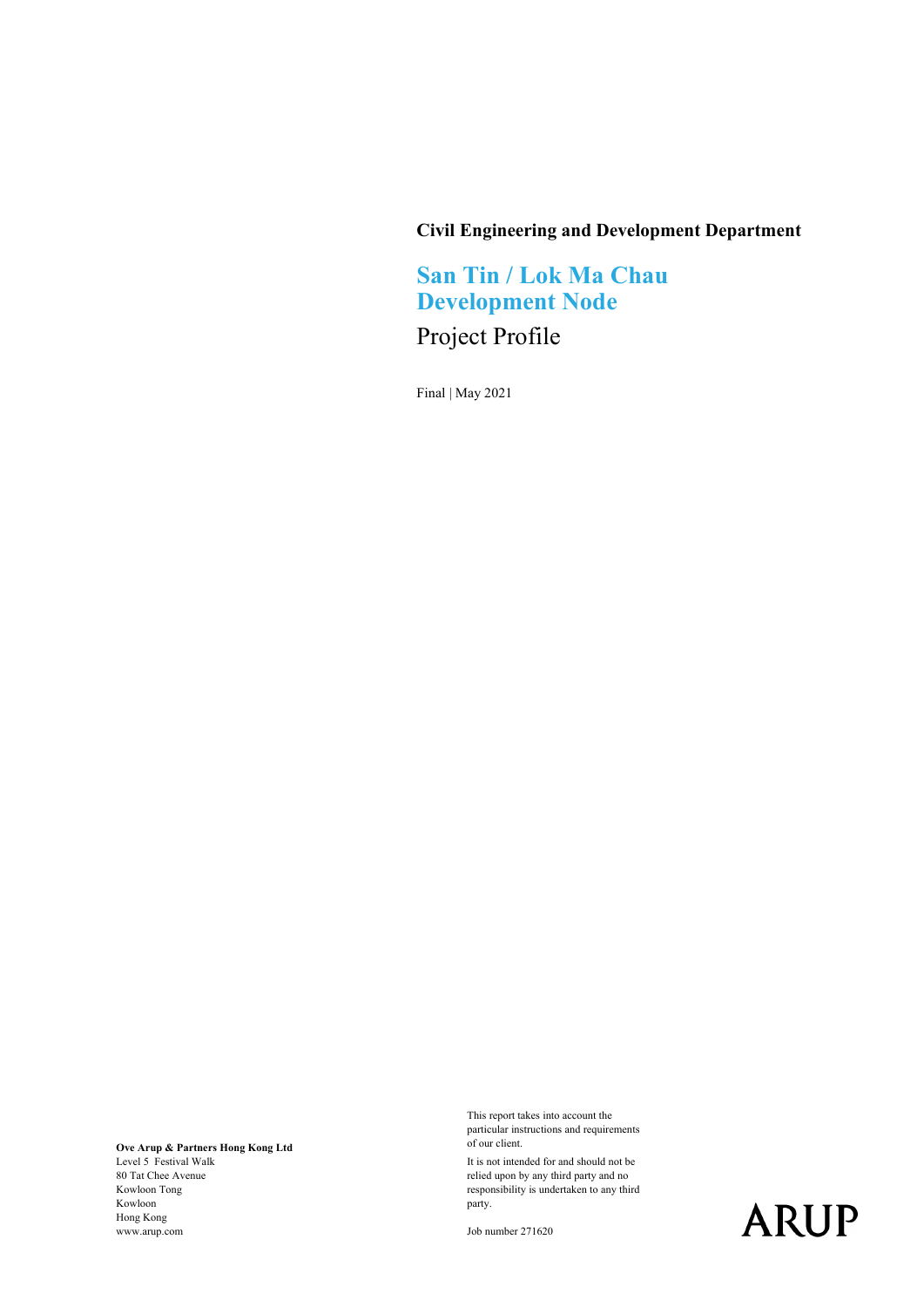**Civil Engineering and Development Department**

# San Tin / Lok Ma Chau Development Node

## Project Profile

Final | May 2021

This report takes into account the particular instructions and requirements of our client.

It is not intended for and should not be relied upon by any third party and no responsibility is undertaken to any third party.

Job number 271620

**Ove Arup & Partners Hong Kong Ltd**
Level 5 Festival Walk
80 Tat Chee Avenue
Kowloon Tong
Kowloon
Hong Kong
www.arup.com

ARUP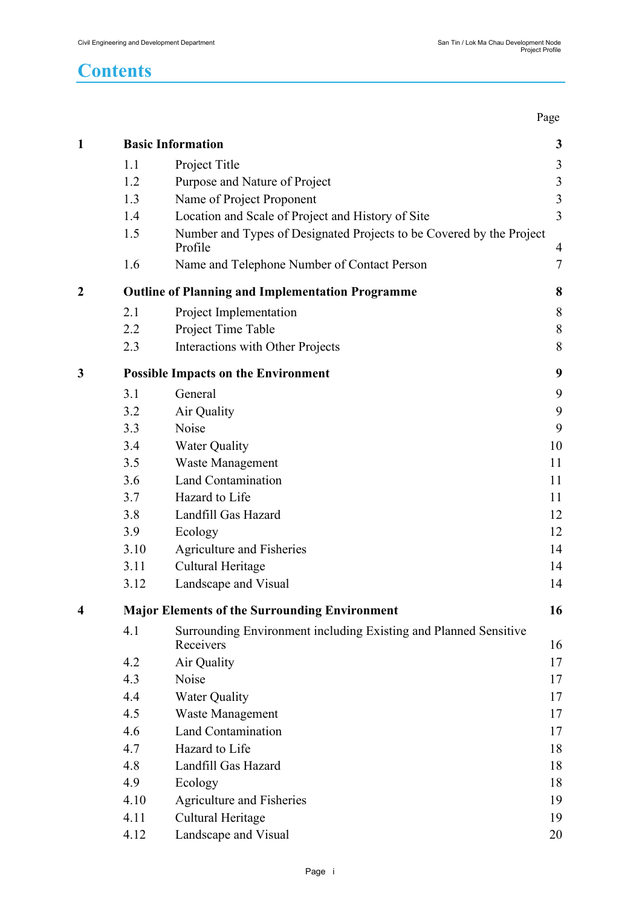# Contents

| | | | Page |
|---|---|---|---|
| **1** | **Basic Information** | | **3** |
| | 1.1 | Project Title | 3 |
| | 1.2 | Purpose and Nature of Project | 3 |
| | 1.3 | Name of Project Proponent | 3 |
| | 1.4 | Location and Scale of Project and History of Site | 3 |
| | 1.5 | Number and Types of Designated Projects to be Covered by the Project Profile | 4 |
| | 1.6 | Name and Telephone Number of Contact Person | 7 |
| **2** | **Outline of Planning and Implementation Programme** | | **8** |
| | 2.1 | Project Implementation | 8 |
| | 2.2 | Project Time Table | 8 |
| | 2.3 | Interactions with Other Projects | 8 |
| **3** | **Possible Impacts on the Environment** | | **9** |
| | 3.1 | General | 9 |
| | 3.2 | Air Quality | 9 |
| | 3.3 | Noise | 9 |
| | 3.4 | Water Quality | 10 |
| | 3.5 | Waste Management | 11 |
| | 3.6 | Land Contamination | 11 |
| | 3.7 | Hazard to Life | 11 |
| | 3.8 | Landfill Gas Hazard | 12 |
| | 3.9 | Ecology | 12 |
| | 3.10 | Agriculture and Fisheries | 14 |
| | 3.11 | Cultural Heritage | 14 |
| | 3.12 | Landscape and Visual | 14 |
| **4** | **Major Elements of the Surrounding Environment** | | **16** |
| | 4.1 | Surrounding Environment including Existing and Planned Sensitive Receivers | 16 |
| | 4.2 | Air Quality | 17 |
| | 4.3 | Noise | 17 |
| | 4.4 | Water Quality | 17 |
| | 4.5 | Waste Management | 17 |
| | 4.6 | Land Contamination | 17 |
| | 4.7 | Hazard to Life | 18 |
| | 4.8 | Landfill Gas Hazard | 18 |
| | 4.9 | Ecology | 18 |
| | 4.10 | Agriculture and Fisheries | 19 |
| | 4.11 | Cultural Heritage | 19 |
| | 4.12 | Landscape and Visual | 20 |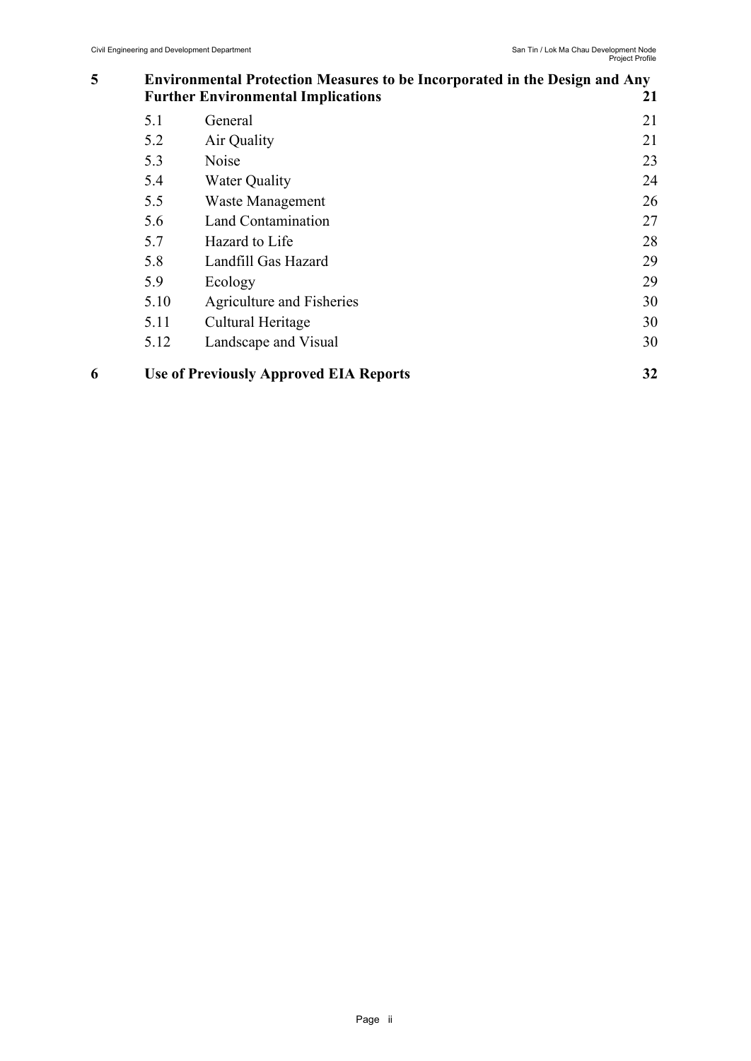| | | |
|---|---|---|
| **5** | **Environmental Protection Measures to be Incorporated in the Design and Any Further Environmental Implications** | **21** |
| 5.1 | General | 21 |
| 5.2 | Air Quality | 21 |
| 5.3 | Noise | 23 |
| 5.4 | Water Quality | 24 |
| 5.5 | Waste Management | 26 |
| 5.6 | Land Contamination | 27 |
| 5.7 | Hazard to Life | 28 |
| 5.8 | Landfill Gas Hazard | 29 |
| 5.9 | Ecology | 29 |
| 5.10 | Agriculture and Fisheries | 30 |
| 5.11 | Cultural Heritage | 30 |
| 5.12 | Landscape and Visual | 30 |
| **6** | **Use of Previously Approved EIA Reports** | **32** |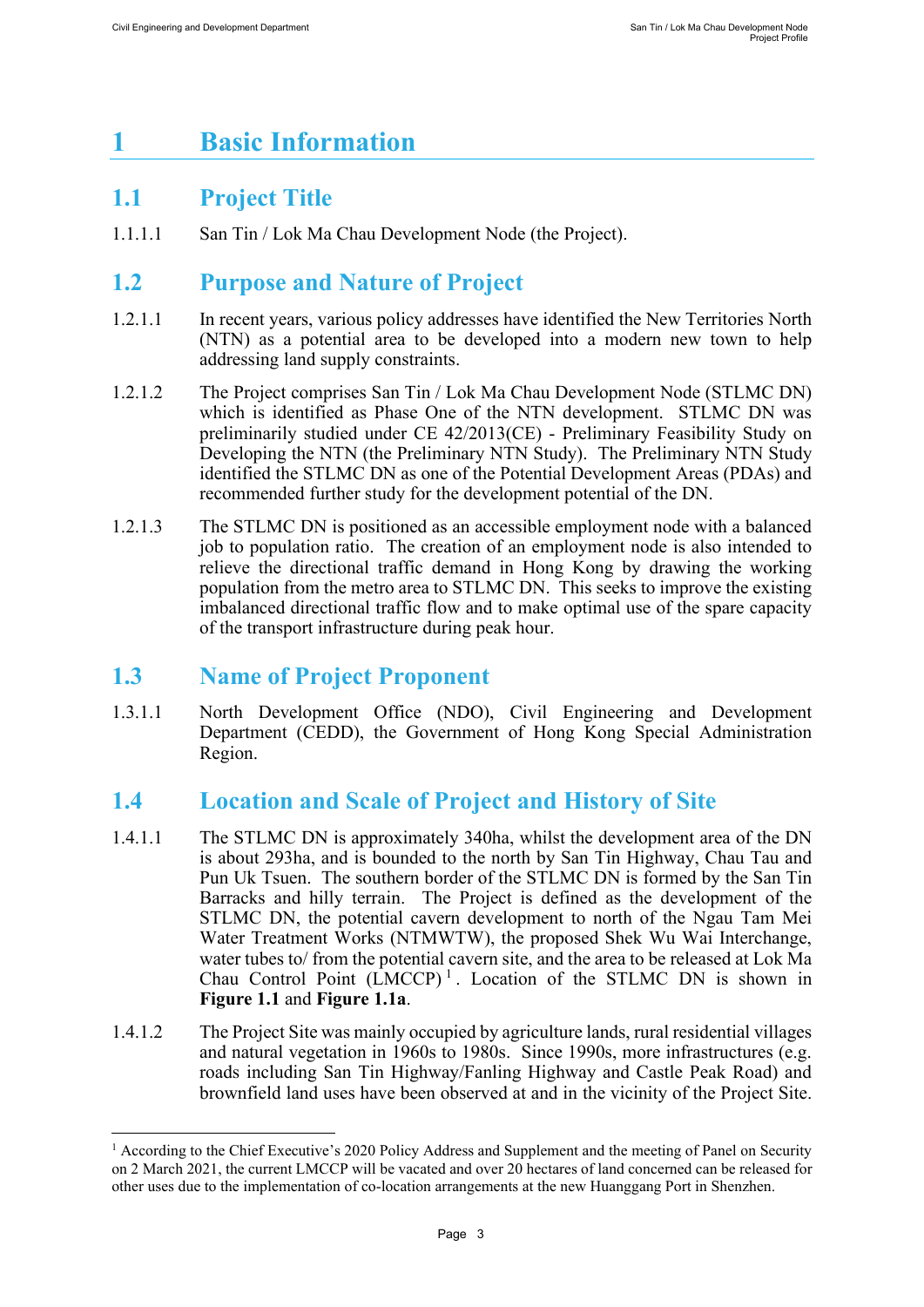# 1 Basic Information

## 1.1 Project Title

1.1.1.1 San Tin / Lok Ma Chau Development Node (the Project).

## 1.2 Purpose and Nature of Project

1.2.1.1 In recent years, various policy addresses have identified the New Territories North (NTN) as a potential area to be developed into a modern new town to help addressing land supply constraints.

1.2.1.2 The Project comprises San Tin / Lok Ma Chau Development Node (STLMC DN) which is identified as Phase One of the NTN development. STLMC DN was preliminarily studied under CE 42/2013(CE) - Preliminary Feasibility Study on Developing the NTN (the Preliminary NTN Study). The Preliminary NTN Study identified the STLMC DN as one of the Potential Development Areas (PDAs) and recommended further study for the development potential of the DN.

1.2.1.3 The STLMC DN is positioned as an accessible employment node with a balanced job to population ratio. The creation of an employment node is also intended to relieve the directional traffic demand in Hong Kong by drawing the working population from the metro area to STLMC DN. This seeks to improve the existing imbalanced directional traffic flow and to make optimal use of the spare capacity of the transport infrastructure during peak hour.

## 1.3 Name of Project Proponent

1.3.1.1 North Development Office (NDO), Civil Engineering and Development Department (CEDD), the Government of Hong Kong Special Administration Region.

## 1.4 Location and Scale of Project and History of Site

1.4.1.1 The STLMC DN is approximately 340ha, whilst the development area of the DN is about 293ha, and is bounded to the north by San Tin Highway, Chau Tau and Pun Uk Tsuen. The southern border of the STLMC DN is formed by the San Tin Barracks and hilly terrain. The Project is defined as the development of the STLMC DN, the potential cavern development to north of the Ngau Tam Mei Water Treatment Works (NTMWTW), the proposed Shek Wu Wai Interchange, water tubes to/ from the potential cavern site, and the area to be released at Lok Ma Chau Control Point (LMCCP)[1]. Location of the STLMC DN is shown in **Figure 1.1** and **Figure 1.1a**.

1.4.1.2 The Project Site was mainly occupied by agriculture lands, rural residential villages and natural vegetation in 1960s to 1980s. Since 1990s, more infrastructures (e.g. roads including San Tin Highway/Fanling Highway and Castle Peak Road) and brownfield land uses have been observed at and in the vicinity of the Project Site.

[1] According to the Chief Executive's 2020 Policy Address and Supplement and the meeting of Panel on Security on 2 March 2021, the current LMCCP will be vacated and over 20 hectares of land concerned can be released for other uses due to the implementation of co-location arrangements at the new Huanggang Port in Shenzhen.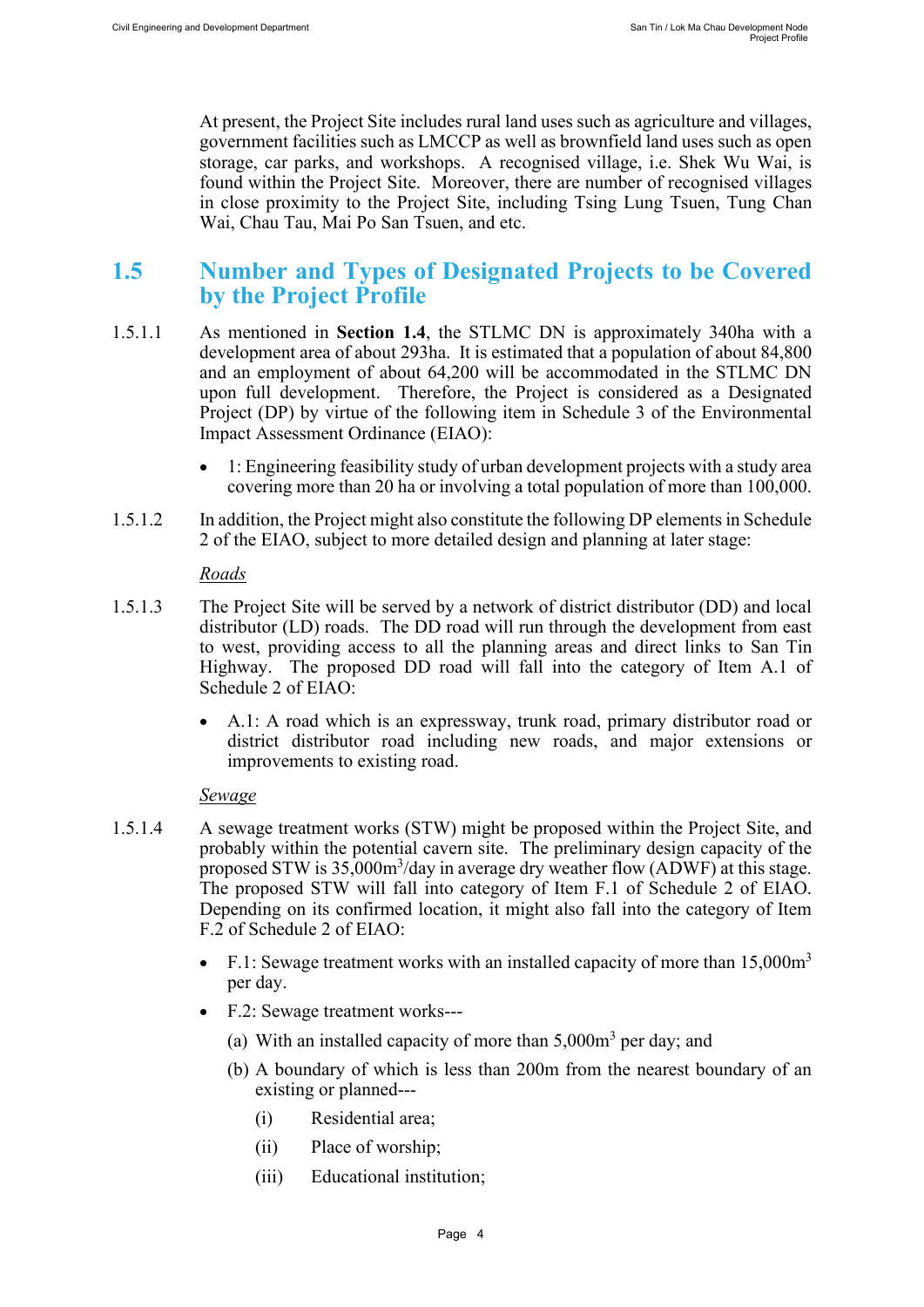At present, the Project Site includes rural land uses such as agriculture and villages, government facilities such as LMCCP as well as brownfield land uses such as open storage, car parks, and workshops. A recognised village, i.e. Shek Wu Wai, is found within the Project Site. Moreover, there are number of recognised villages in close proximity to the Project Site, including Tsing Lung Tsuen, Tung Chan Wai, Chau Tau, Mai Po San Tsuen, and etc.

## 1.5 Number and Types of Designated Projects to be Covered by the Project Profile

1.5.1.1 As mentioned in **Section 1.4**, the STLMC DN is approximately 340ha with a development area of about 293ha. It is estimated that a population of about 84,800 and an employment of about 64,200 will be accommodated in the STLMC DN upon full development. Therefore, the Project is considered as a Designated Project (DP) by virtue of the following item in Schedule 3 of the Environmental Impact Assessment Ordinance (EIAO):

- 1: Engineering feasibility study of urban development projects with a study area covering more than 20 ha or involving a total population of more than 100,000.

1.5.1.2 In addition, the Project might also constitute the following DP elements in Schedule 2 of the EIAO, subject to more detailed design and planning at later stage:

*Roads*

1.5.1.3 The Project Site will be served by a network of district distributor (DD) and local distributor (LD) roads. The DD road will run through the development from east to west, providing access to all the planning areas and direct links to San Tin Highway. The proposed DD road will fall into the category of Item A.1 of Schedule 2 of EIAO:

- A.1: A road which is an expressway, trunk road, primary distributor road or district distributor road including new roads, and major extensions or improvements to existing road.

*Sewage*

1.5.1.4 A sewage treatment works (STW) might be proposed within the Project Site, and probably within the potential cavern site. The preliminary design capacity of the proposed STW is 35,000$m^3$/day in average dry weather flow (ADWF) at this stage. The proposed STW will fall into category of Item F.1 of Schedule 2 of EIAO. Depending on its confirmed location, it might also fall into the category of Item F.2 of Schedule 2 of EIAO:

- F.1: Sewage treatment works with an installed capacity of more than 15,000$m^3$ per day.
- F.2: Sewage treatment works---
  - (a) With an installed capacity of more than 5,000$m^3$ per day; and
  - (b) A boundary of which is less than 200m from the nearest boundary of an existing or planned---
    - (i) Residential area;
    - (ii) Place of worship;
    - (iii) Educational institution;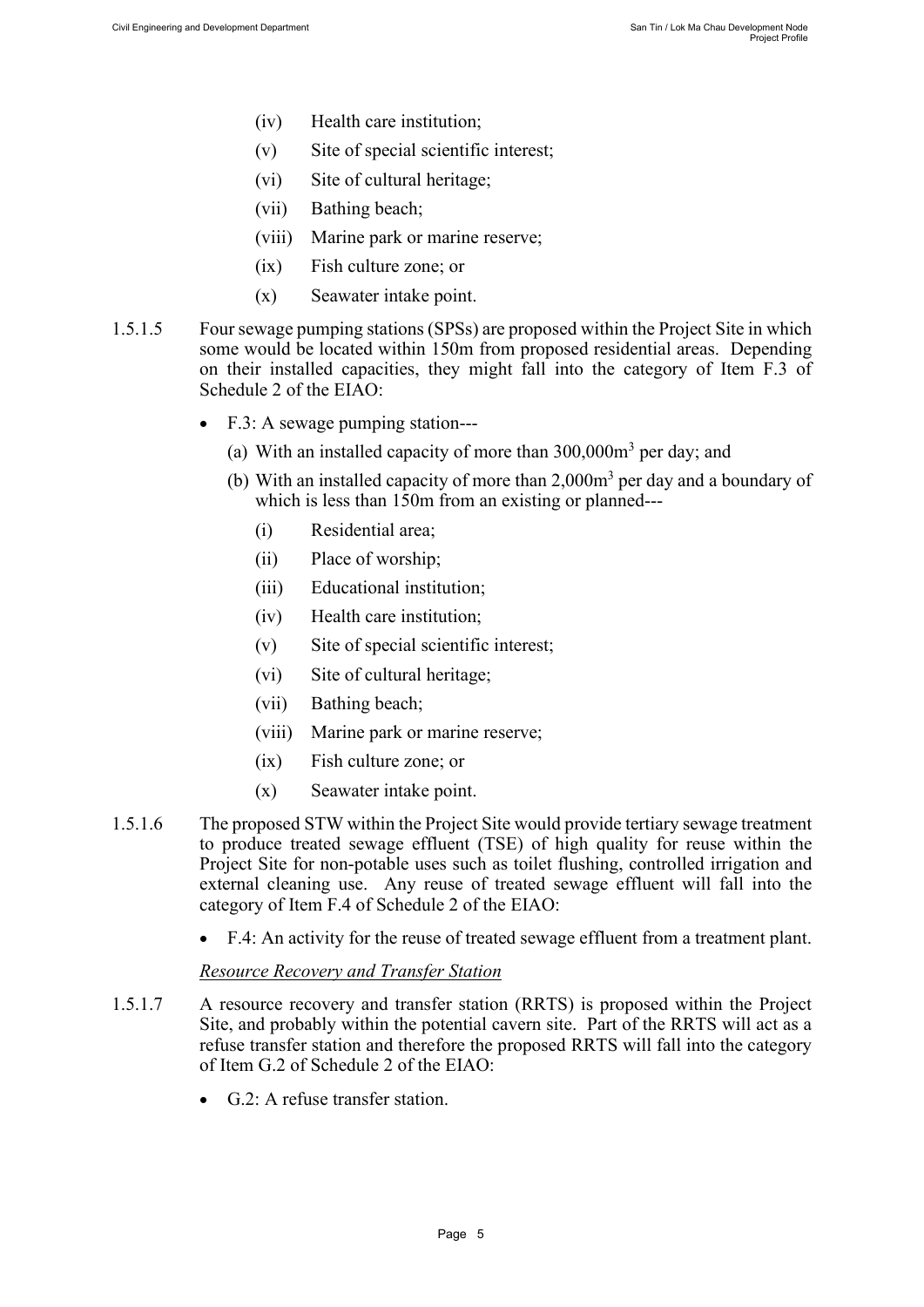(iv) Health care institution;

(v) Site of special scientific interest;

(vi) Site of cultural heritage;

(vii) Bathing beach;

(viii) Marine park or marine reserve;

(ix) Fish culture zone; or

(x) Seawater intake point.

1.5.1.5 Four sewage pumping stations (SPSs) are proposed within the Project Site in which some would be located within 150m from proposed residential areas. Depending on their installed capacities, they might fall into the category of Item F.3 of Schedule 2 of the EIAO:

- F.3: A sewage pumping station---
  - (a) With an installed capacity of more than 300,000m$^3$ per day; and
  - (b) With an installed capacity of more than 2,000m$^3$ per day and a boundary of which is less than 150m from an existing or planned---
    - (i) Residential area;
    - (ii) Place of worship;
    - (iii) Educational institution;
    - (iv) Health care institution;
    - (v) Site of special scientific interest;
    - (vi) Site of cultural heritage;
    - (vii) Bathing beach;
    - (viii) Marine park or marine reserve;
    - (ix) Fish culture zone; or
    - (x) Seawater intake point.

1.5.1.6 The proposed STW within the Project Site would provide tertiary sewage treatment to produce treated sewage effluent (TSE) of high quality for reuse within the Project Site for non-potable uses such as toilet flushing, controlled irrigation and external cleaning use. Any reuse of treated sewage effluent will fall into the category of Item F.4 of Schedule 2 of the EIAO:

- F.4: An activity for the reuse of treated sewage effluent from a treatment plant.

*Resource Recovery and Transfer Station*

1.5.1.7 A resource recovery and transfer station (RRTS) is proposed within the Project Site, and probably within the potential cavern site. Part of the RRTS will act as a refuse transfer station and therefore the proposed RRTS will fall into the category of Item G.2 of Schedule 2 of the EIAO:

- G.2: A refuse transfer station.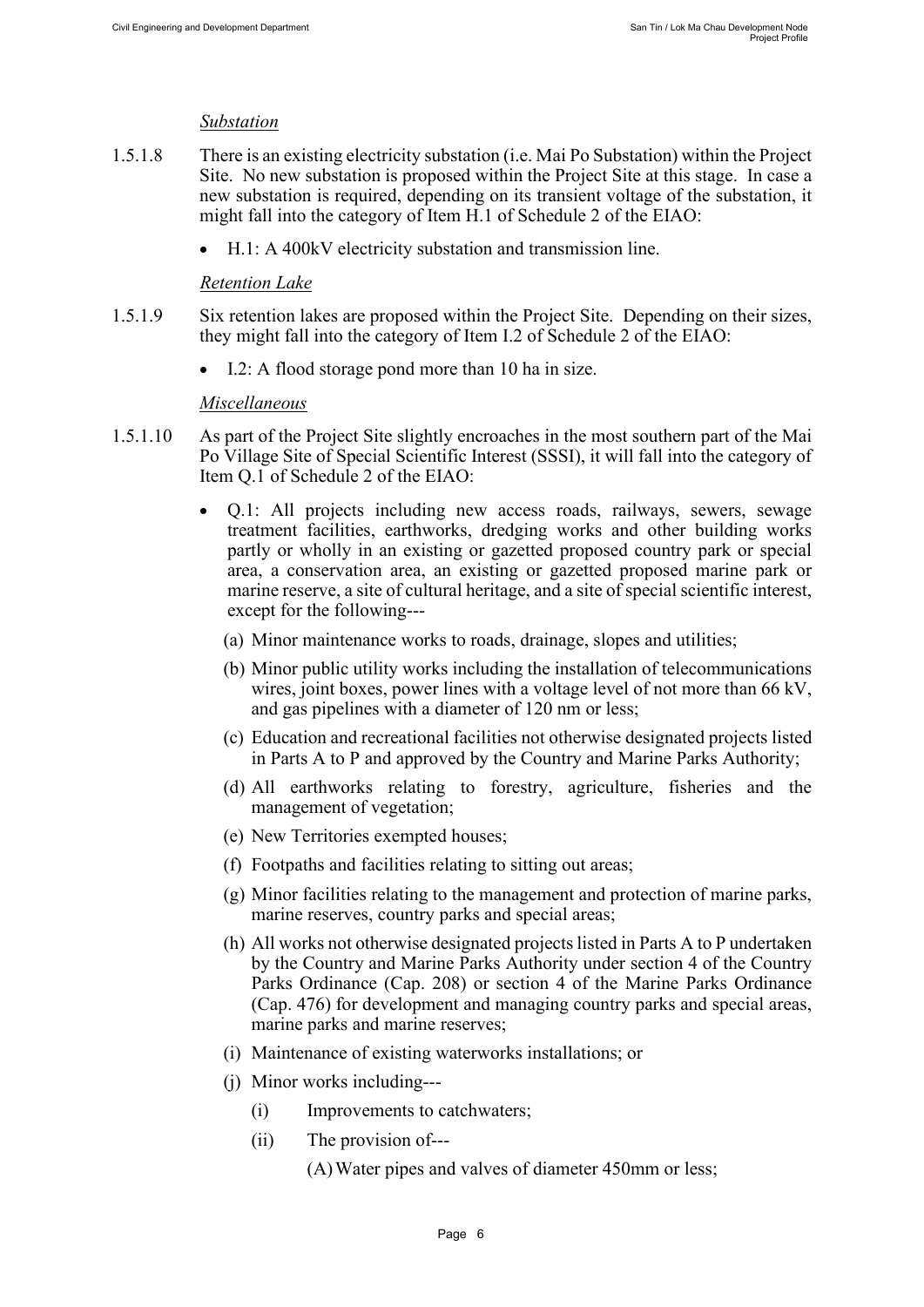*Substation*

1.5.1.8 There is an existing electricity substation (i.e. Mai Po Substation) within the Project Site. No new substation is proposed within the Project Site at this stage. In case a new substation is required, depending on its transient voltage of the substation, it might fall into the category of Item H.1 of Schedule 2 of the EIAO:

- H.1: A 400kV electricity substation and transmission line.

*Retention Lake*

1.5.1.9 Six retention lakes are proposed within the Project Site. Depending on their sizes, they might fall into the category of Item I.2 of Schedule 2 of the EIAO:

- I.2: A flood storage pond more than 10 ha in size.

*Miscellaneous*

1.5.1.10 As part of the Project Site slightly encroaches in the most southern part of the Mai Po Village Site of Special Scientific Interest (SSSI), it will fall into the category of Item Q.1 of Schedule 2 of the EIAO:

- Q.1: All projects including new access roads, railways, sewers, sewage treatment facilities, earthworks, dredging works and other building works partly or wholly in an existing or gazetted proposed country park or special area, a conservation area, an existing or gazetted proposed marine park or marine reserve, a site of cultural heritage, and a site of special scientific interest, except for the following---
  - (a) Minor maintenance works to roads, drainage, slopes and utilities;
  - (b) Minor public utility works including the installation of telecommunications wires, joint boxes, power lines with a voltage level of not more than 66 kV, and gas pipelines with a diameter of 120 nm or less;
  - (c) Education and recreational facilities not otherwise designated projects listed in Parts A to P and approved by the Country and Marine Parks Authority;
  - (d) All earthworks relating to forestry, agriculture, fisheries and the management of vegetation;
  - (e) New Territories exempted houses;
  - (f) Footpaths and facilities relating to sitting out areas;
  - (g) Minor facilities relating to the management and protection of marine parks, marine reserves, country parks and special areas;
  - (h) All works not otherwise designated projects listed in Parts A to P undertaken by the Country and Marine Parks Authority under section 4 of the Country Parks Ordinance (Cap. 208) or section 4 of the Marine Parks Ordinance (Cap. 476) for development and managing country parks and special areas, marine parks and marine reserves;
  - (i) Maintenance of existing waterworks installations; or
  - (j) Minor works including---
    - (i) Improvements to catchwaters;
    - (ii) The provision of---
      - (A) Water pipes and valves of diameter 450mm or less;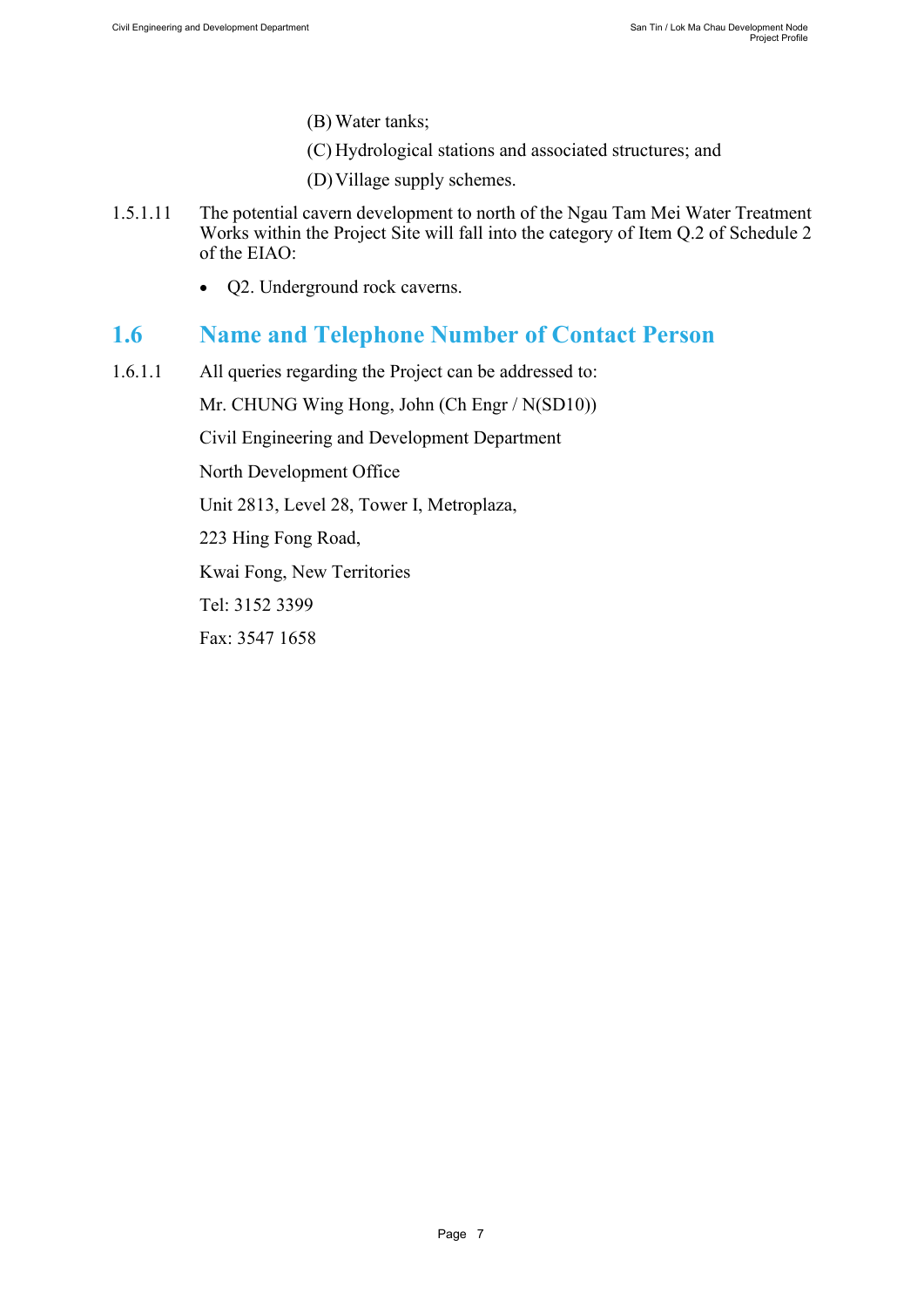(B) Water tanks;

(C) Hydrological stations and associated structures; and

(D) Village supply schemes.

1.5.1.11 The potential cavern development to north of the Ngau Tam Mei Water Treatment Works within the Project Site will fall into the category of Item Q.2 of Schedule 2 of the EIAO:

- Q2. Underground rock caverns.

## 1.6 Name and Telephone Number of Contact Person

1.6.1.1 All queries regarding the Project can be addressed to:

Mr. CHUNG Wing Hong, John (Ch Engr / N(SD10))

Civil Engineering and Development Department

North Development Office

Unit 2813, Level 28, Tower I, Metroplaza,

223 Hing Fong Road,

Kwai Fong, New Territories

Tel: 3152 3399

Fax: 3547 1658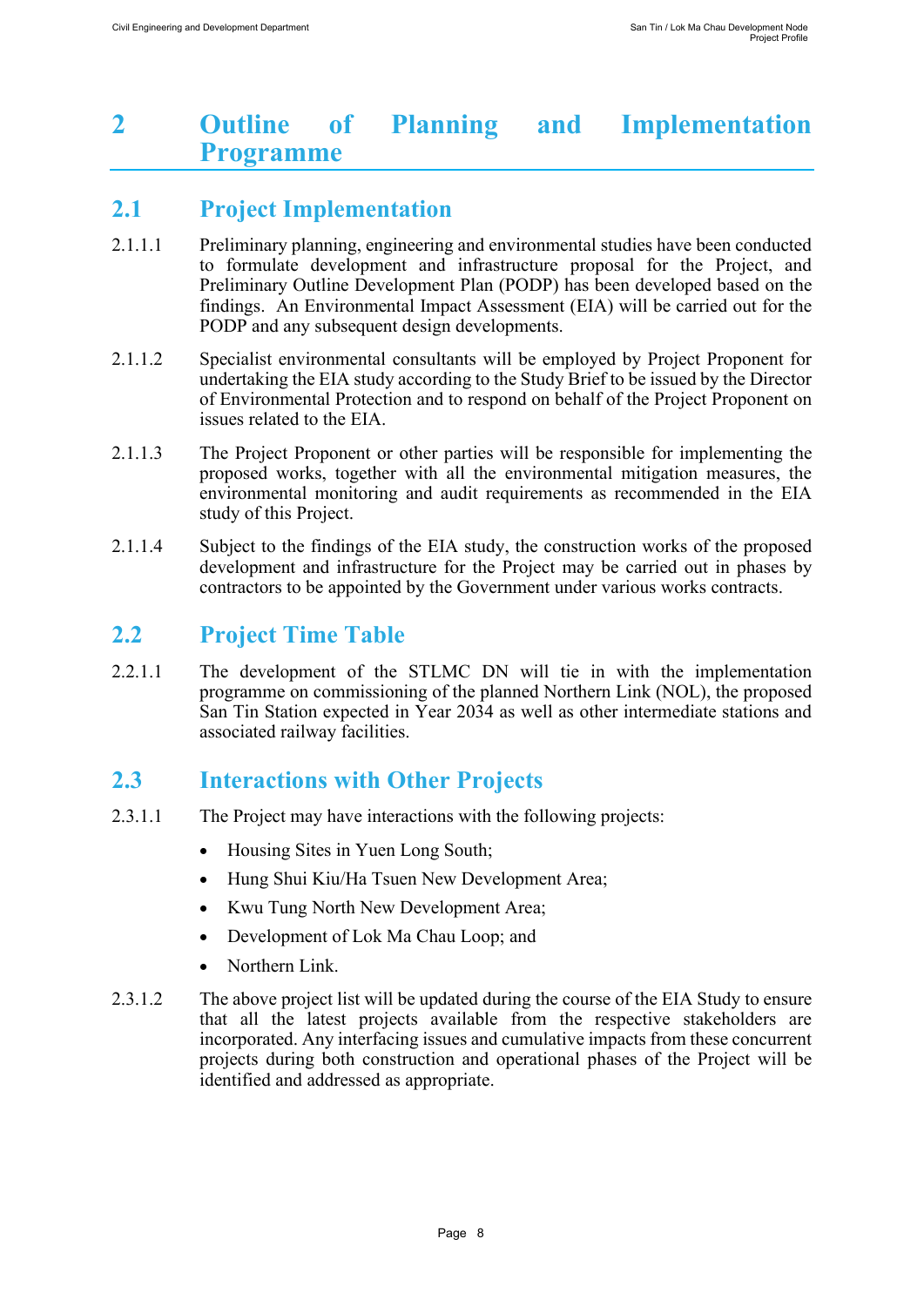# 2 Outline of Planning and Implementation Programme

## 2.1 Project Implementation

2.1.1.1 Preliminary planning, engineering and environmental studies have been conducted to formulate development and infrastructure proposal for the Project, and Preliminary Outline Development Plan (PODP) has been developed based on the findings. An Environmental Impact Assessment (EIA) will be carried out for the PODP and any subsequent design developments.

2.1.1.2 Specialist environmental consultants will be employed by Project Proponent for undertaking the EIA study according to the Study Brief to be issued by the Director of Environmental Protection and to respond on behalf of the Project Proponent on issues related to the EIA.

2.1.1.3 The Project Proponent or other parties will be responsible for implementing the proposed works, together with all the environmental mitigation measures, the environmental monitoring and audit requirements as recommended in the EIA study of this Project.

2.1.1.4 Subject to the findings of the EIA study, the construction works of the proposed development and infrastructure for the Project may be carried out in phases by contractors to be appointed by the Government under various works contracts.

## 2.2 Project Time Table

2.2.1.1 The development of the STLMC DN will tie in with the implementation programme on commissioning of the planned Northern Link (NOL), the proposed San Tin Station expected in Year 2034 as well as other intermediate stations and associated railway facilities.

## 2.3 Interactions with Other Projects

2.3.1.1 The Project may have interactions with the following projects:

- Housing Sites in Yuen Long South;
- Hung Shui Kiu/Ha Tsuen New Development Area;
- Kwu Tung North New Development Area;
- Development of Lok Ma Chau Loop; and
- Northern Link.

2.3.1.2 The above project list will be updated during the course of the EIA Study to ensure that all the latest projects available from the respective stakeholders are incorporated. Any interfacing issues and cumulative impacts from these concurrent projects during both construction and operational phases of the Project will be identified and addressed as appropriate.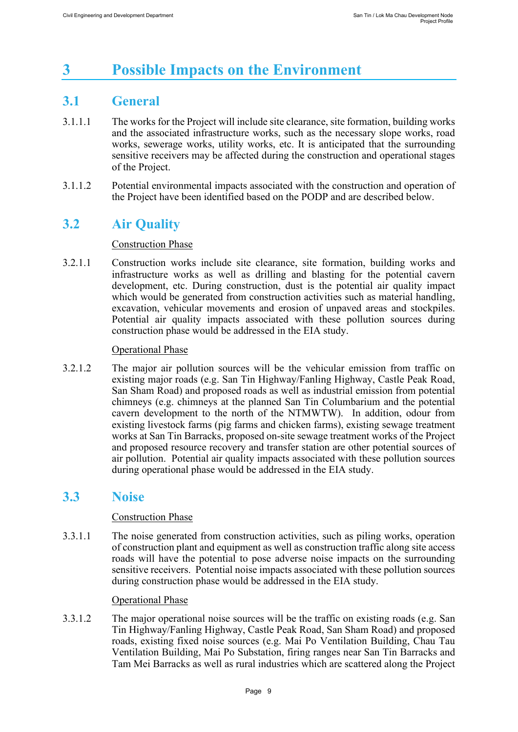# 3 Possible Impacts on the Environment

## 3.1 General

3.1.1.1 The works for the Project will include site clearance, site formation, building works and the associated infrastructure works, such as the necessary slope works, road works, sewerage works, utility works, etc. It is anticipated that the surrounding sensitive receivers may be affected during the construction and operational stages of the Project.

3.1.1.2 Potential environmental impacts associated with the construction and operation of the Project have been identified based on the PODP and are described below.

## 3.2 Air Quality

Construction Phase

3.2.1.1 Construction works include site clearance, site formation, building works and infrastructure works as well as drilling and blasting for the potential cavern development, etc. During construction, dust is the potential air quality impact which would be generated from construction activities such as material handling, excavation, vehicular movements and erosion of unpaved areas and stockpiles. Potential air quality impacts associated with these pollution sources during construction phase would be addressed in the EIA study.

Operational Phase

3.2.1.2 The major air pollution sources will be the vehicular emission from traffic on existing major roads (e.g. San Tin Highway/Fanling Highway, Castle Peak Road, San Sham Road) and proposed roads as well as industrial emission from potential chimneys (e.g. chimneys at the planned San Tin Columbarium and the potential cavern development to the north of the NTMWTW). In addition, odour from existing livestock farms (pig farms and chicken farms), existing sewage treatment works at San Tin Barracks, proposed on-site sewage treatment works of the Project and proposed resource recovery and transfer station are other potential sources of air pollution. Potential air quality impacts associated with these pollution sources during operational phase would be addressed in the EIA study.

## 3.3 Noise

Construction Phase

3.3.1.1 The noise generated from construction activities, such as piling works, operation of construction plant and equipment as well as construction traffic along site access roads will have the potential to pose adverse noise impacts on the surrounding sensitive receivers. Potential noise impacts associated with these pollution sources during construction phase would be addressed in the EIA study.

Operational Phase

3.3.1.2 The major operational noise sources will be the traffic on existing roads (e.g. San Tin Highway/Fanling Highway, Castle Peak Road, San Sham Road) and proposed roads, existing fixed noise sources (e.g. Mai Po Ventilation Building, Chau Tau Ventilation Building, Mai Po Substation, firing ranges near San Tin Barracks and Tam Mei Barracks as well as rural industries which are scattered along the Project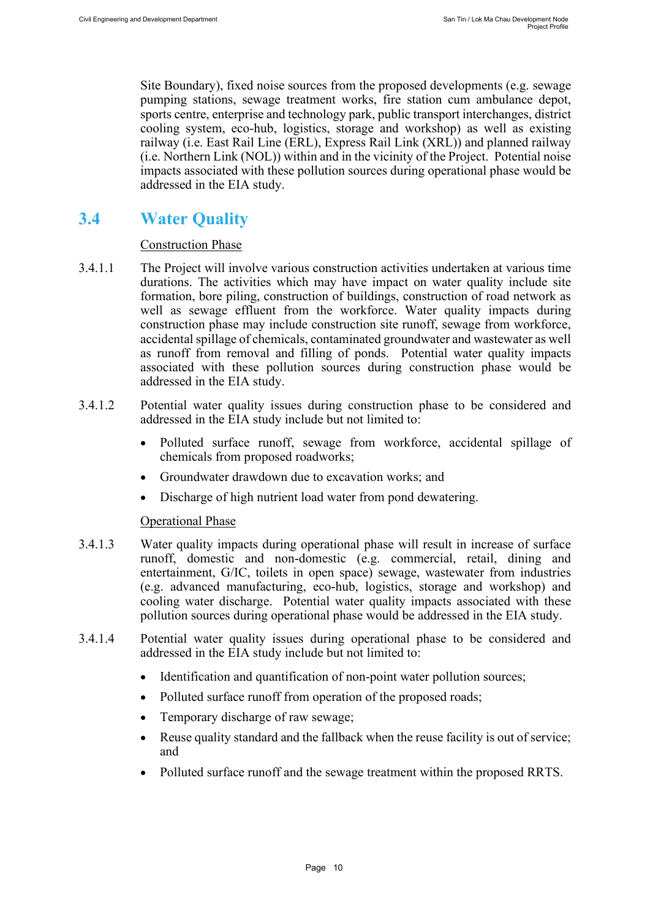Site Boundary), fixed noise sources from the proposed developments (e.g. sewage pumping stations, sewage treatment works, fire station cum ambulance depot, sports centre, enterprise and technology park, public transport interchanges, district cooling system, eco-hub, logistics, storage and workshop) as well as existing railway (i.e. East Rail Line (ERL), Express Rail Link (XRL)) and planned railway (i.e. Northern Link (NOL)) within and in the vicinity of the Project. Potential noise impacts associated with these pollution sources during operational phase would be addressed in the EIA study.

## 3.4 Water Quality

Construction Phase

3.4.1.1 The Project will involve various construction activities undertaken at various time durations. The activities which may have impact on water quality include site formation, bore piling, construction of buildings, construction of road network as well as sewage effluent from the workforce. Water quality impacts during construction phase may include construction site runoff, sewage from workforce, accidental spillage of chemicals, contaminated groundwater and wastewater as well as runoff from removal and filling of ponds. Potential water quality impacts associated with these pollution sources during construction phase would be addressed in the EIA study.

3.4.1.2 Potential water quality issues during construction phase to be considered and addressed in the EIA study include but not limited to:

- Polluted surface runoff, sewage from workforce, accidental spillage of chemicals from proposed roadworks;
- Groundwater drawdown due to excavation works; and
- Discharge of high nutrient load water from pond dewatering.

Operational Phase

3.4.1.3 Water quality impacts during operational phase will result in increase of surface runoff, domestic and non-domestic (e.g. commercial, retail, dining and entertainment, G/IC, toilets in open space) sewage, wastewater from industries (e.g. advanced manufacturing, eco-hub, logistics, storage and workshop) and cooling water discharge. Potential water quality impacts associated with these pollution sources during operational phase would be addressed in the EIA study.

3.4.1.4 Potential water quality issues during operational phase to be considered and addressed in the EIA study include but not limited to:

- Identification and quantification of non-point water pollution sources;
- Polluted surface runoff from operation of the proposed roads;
- Temporary discharge of raw sewage;
- Reuse quality standard and the fallback when the reuse facility is out of service; and
- Polluted surface runoff and the sewage treatment within the proposed RRTS.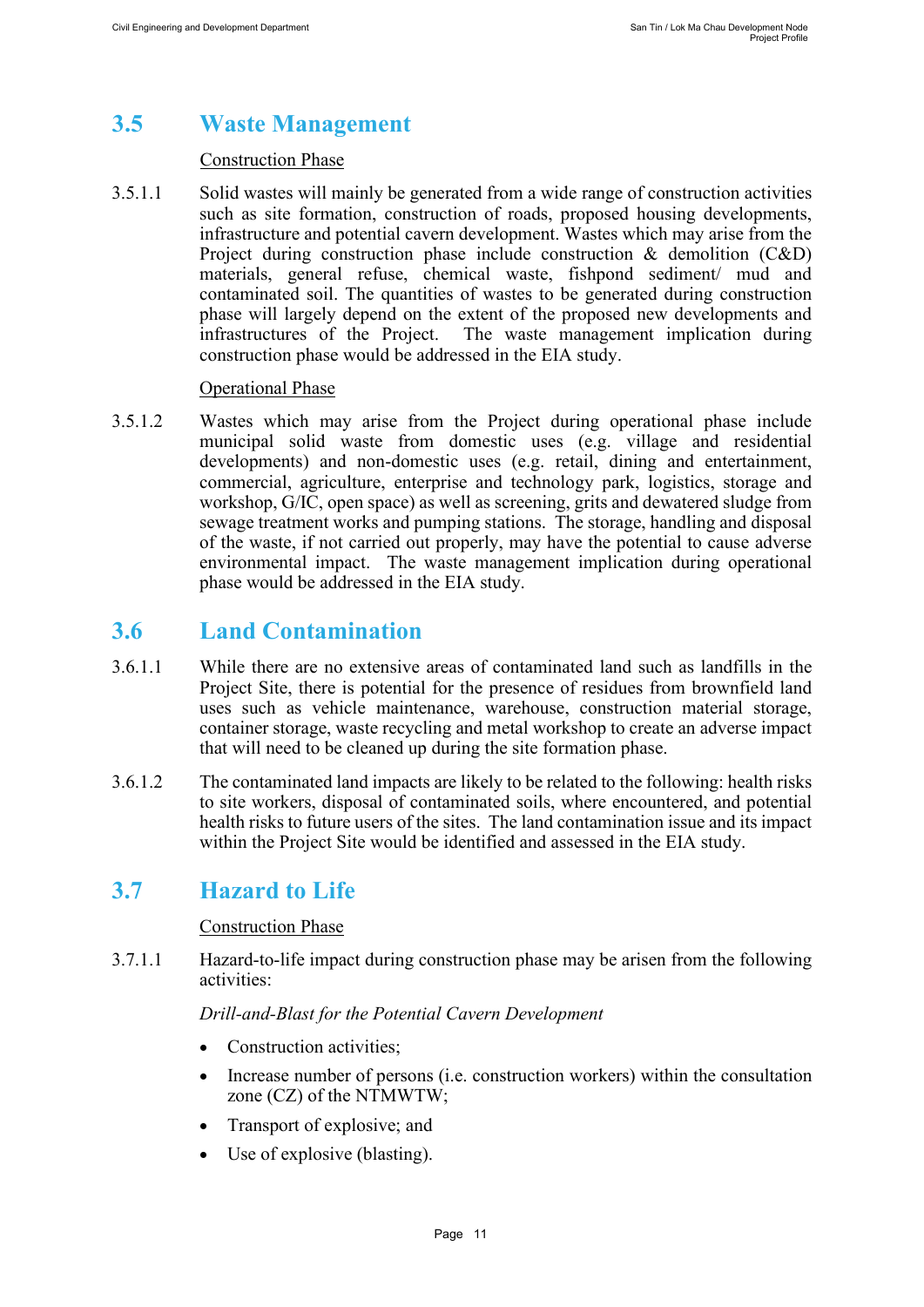## 3.5 Waste Management

Construction Phase

3.5.1.1 Solid wastes will mainly be generated from a wide range of construction activities such as site formation, construction of roads, proposed housing developments, infrastructure and potential cavern development. Wastes which may arise from the Project during construction phase include construction & demolition (C&D) materials, general refuse, chemical waste, fishpond sediment/ mud and contaminated soil. The quantities of wastes to be generated during construction phase will largely depend on the extent of the proposed new developments and infrastructures of the Project. The waste management implication during construction phase would be addressed in the EIA study.

Operational Phase

3.5.1.2 Wastes which may arise from the Project during operational phase include municipal solid waste from domestic uses (e.g. village and residential developments) and non-domestic uses (e.g. retail, dining and entertainment, commercial, agriculture, enterprise and technology park, logistics, storage and workshop, G/IC, open space) as well as screening, grits and dewatered sludge from sewage treatment works and pumping stations. The storage, handling and disposal of the waste, if not carried out properly, may have the potential to cause adverse environmental impact. The waste management implication during operational phase would be addressed in the EIA study.

## 3.6 Land Contamination

3.6.1.1 While there are no extensive areas of contaminated land such as landfills in the Project Site, there is potential for the presence of residues from brownfield land uses such as vehicle maintenance, warehouse, construction material storage, container storage, waste recycling and metal workshop to create an adverse impact that will need to be cleaned up during the site formation phase.

3.6.1.2 The contaminated land impacts are likely to be related to the following: health risks to site workers, disposal of contaminated soils, where encountered, and potential health risks to future users of the sites. The land contamination issue and its impact within the Project Site would be identified and assessed in the EIA study.

## 3.7 Hazard to Life

Construction Phase

3.7.1.1 Hazard-to-life impact during construction phase may be arisen from the following activities:

*Drill-and-Blast for the Potential Cavern Development*

- Construction activities;
- Increase number of persons (i.e. construction workers) within the consultation zone (CZ) of the NTMWTW;
- Transport of explosive; and
- Use of explosive (blasting).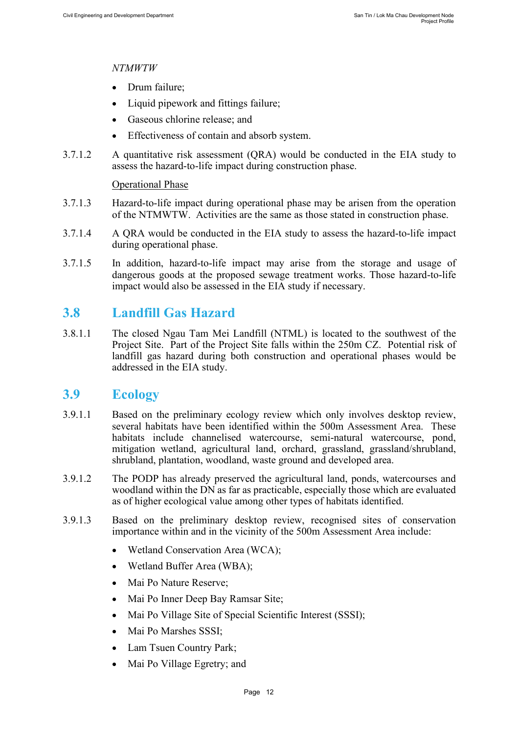*NTMWTW*

- Drum failure;
- Liquid pipework and fittings failure;
- Gaseous chlorine release; and
- Effectiveness of contain and absorb system.

3.7.1.2 A quantitative risk assessment (QRA) would be conducted in the EIA study to assess the hazard-to-life impact during construction phase.

<u>Operational Phase</u>

3.7.1.3 Hazard-to-life impact during operational phase may be arisen from the operation of the NTMWTW. Activities are the same as those stated in construction phase.

3.7.1.4 A QRA would be conducted in the EIA study to assess the hazard-to-life impact during operational phase.

3.7.1.5 In addition, hazard-to-life impact may arise from the storage and usage of dangerous goods at the proposed sewage treatment works. Those hazard-to-life impact would also be assessed in the EIA study if necessary.

## 3.8 Landfill Gas Hazard

3.8.1.1 The closed Ngau Tam Mei Landfill (NTML) is located to the southwest of the Project Site. Part of the Project Site falls within the 250m CZ. Potential risk of landfill gas hazard during both construction and operational phases would be addressed in the EIA study.

## 3.9 Ecology

3.9.1.1 Based on the preliminary ecology review which only involves desktop review, several habitats have been identified within the 500m Assessment Area. These habitats include channelised watercourse, semi-natural watercourse, pond, mitigation wetland, agricultural land, orchard, grassland, grassland/shrubland, shrubland, plantation, woodland, waste ground and developed area.

3.9.1.2 The PODP has already preserved the agricultural land, ponds, watercourses and woodland within the DN as far as practicable, especially those which are evaluated as of higher ecological value among other types of habitats identified.

3.9.1.3 Based on the preliminary desktop review, recognised sites of conservation importance within and in the vicinity of the 500m Assessment Area include:

- Wetland Conservation Area (WCA);
- Wetland Buffer Area (WBA);
- Mai Po Nature Reserve;
- Mai Po Inner Deep Bay Ramsar Site;
- Mai Po Village Site of Special Scientific Interest (SSSI);
- Mai Po Marshes SSSI;
- Lam Tsuen Country Park;
- Mai Po Village Egretry; and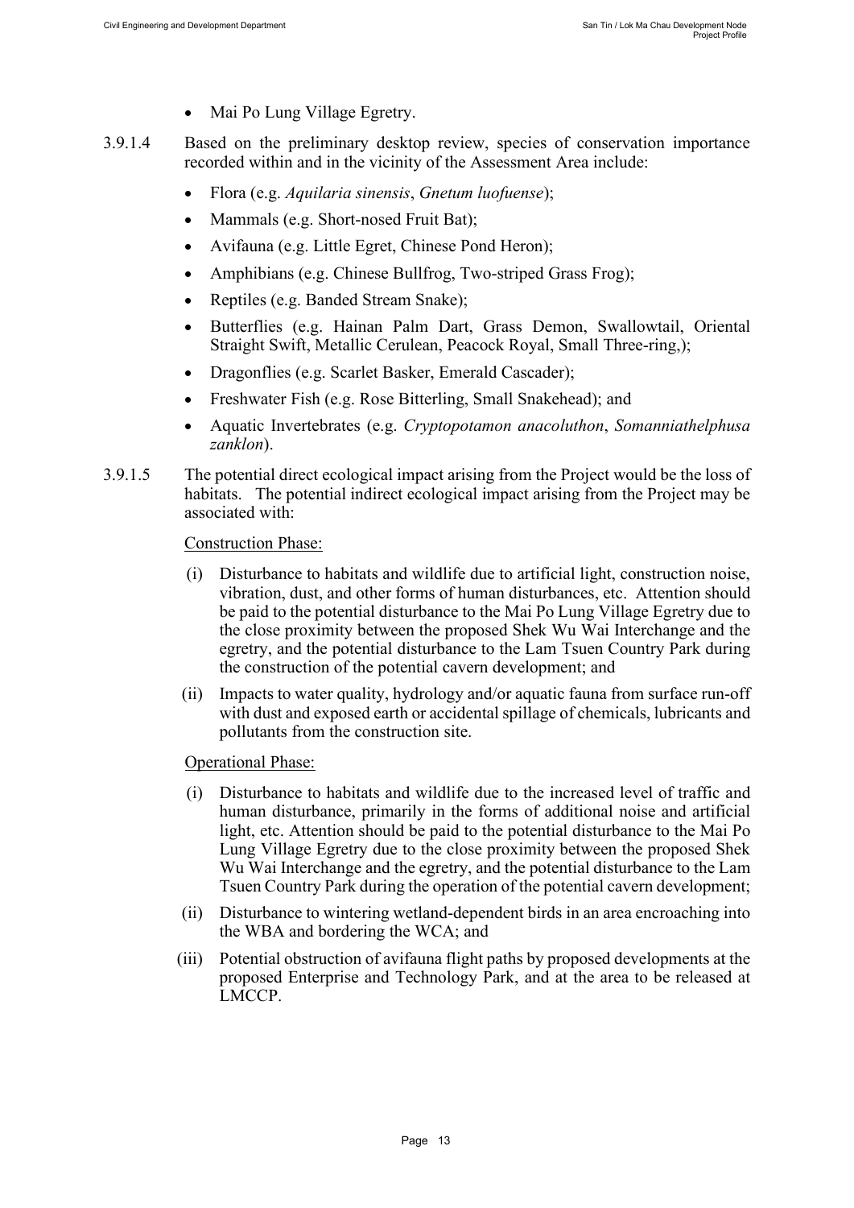- Mai Po Lung Village Egretry.

3.9.1.4 Based on the preliminary desktop review, species of conservation importance recorded within and in the vicinity of the Assessment Area include:

- Flora (e.g. *Aquilaria sinensis*, *Gnetum luofuense*);
- Mammals (e.g. Short-nosed Fruit Bat);
- Avifauna (e.g. Little Egret, Chinese Pond Heron);
- Amphibians (e.g. Chinese Bullfrog, Two-striped Grass Frog);
- Reptiles (e.g. Banded Stream Snake);
- Butterflies (e.g. Hainan Palm Dart, Grass Demon, Swallowtail, Oriental Straight Swift, Metallic Cerulean, Peacock Royal, Small Three-ring,);
- Dragonflies (e.g. Scarlet Basker, Emerald Cascader);
- Freshwater Fish (e.g. Rose Bitterling, Small Snakehead); and
- Aquatic Invertebrates (e.g. *Cryptopotamon anacoluthon*, *Somanniathelphusa zanklon*).

3.9.1.5 The potential direct ecological impact arising from the Project would be the loss of habitats. The potential indirect ecological impact arising from the Project may be associated with:

<u>Construction Phase:</u>

(i) Disturbance to habitats and wildlife due to artificial light, construction noise, vibration, dust, and other forms of human disturbances, etc. Attention should be paid to the potential disturbance to the Mai Po Lung Village Egretry due to the close proximity between the proposed Shek Wu Wai Interchange and the egretry, and the potential disturbance to the Lam Tsuen Country Park during the construction of the potential cavern development; and

(ii) Impacts to water quality, hydrology and/or aquatic fauna from surface run-off with dust and exposed earth or accidental spillage of chemicals, lubricants and pollutants from the construction site.

<u>Operational Phase:</u>

(i) Disturbance to habitats and wildlife due to the increased level of traffic and human disturbance, primarily in the forms of additional noise and artificial light, etc. Attention should be paid to the potential disturbance to the Mai Po Lung Village Egretry due to the close proximity between the proposed Shek Wu Wai Interchange and the egretry, and the potential disturbance to the Lam Tsuen Country Park during the operation of the potential cavern development;

(ii) Disturbance to wintering wetland-dependent birds in an area encroaching into the WBA and bordering the WCA; and

(iii) Potential obstruction of avifauna flight paths by proposed developments at the proposed Enterprise and Technology Park, and at the area to be released at LMCCP.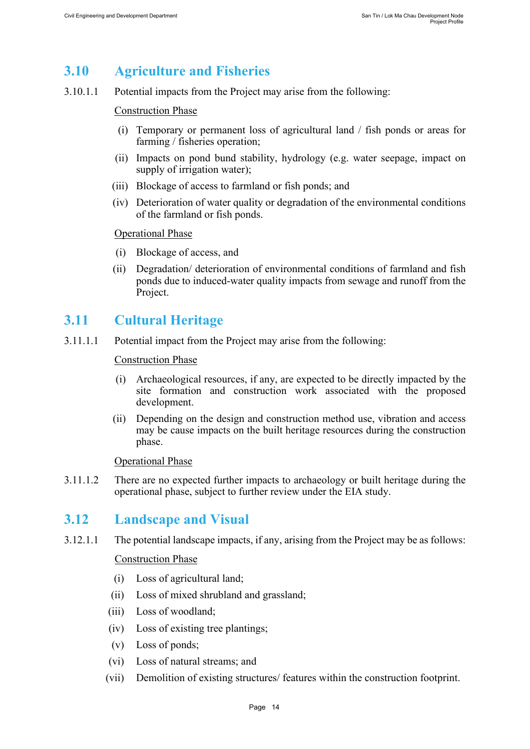## 3.10 Agriculture and Fisheries

3.10.1.1 Potential impacts from the Project may arise from the following:

<u>Construction Phase</u>

(i) Temporary or permanent loss of agricultural land / fish ponds or areas for farming / fisheries operation;

(ii) Impacts on pond bund stability, hydrology (e.g. water seepage, impact on supply of irrigation water);

(iii) Blockage of access to farmland or fish ponds; and

(iv) Deterioration of water quality or degradation of the environmental conditions of the farmland or fish ponds.

<u>Operational Phase</u>

(i) Blockage of access, and

(ii) Degradation/ deterioration of environmental conditions of farmland and fish ponds due to induced-water quality impacts from sewage and runoff from the Project.

## 3.11 Cultural Heritage

3.11.1.1 Potential impact from the Project may arise from the following:

<u>Construction Phase</u>

(i) Archaeological resources, if any, are expected to be directly impacted by the site formation and construction work associated with the proposed development.

(ii) Depending on the design and construction method use, vibration and access may be cause impacts on the built heritage resources during the construction phase.

<u>Operational Phase</u>

3.11.1.2 There are no expected further impacts to archaeology or built heritage during the operational phase, subject to further review under the EIA study.

## 3.12 Landscape and Visual

3.12.1.1 The potential landscape impacts, if any, arising from the Project may be as follows:

<u>Construction Phase</u>

(i) Loss of agricultural land;

(ii) Loss of mixed shrubland and grassland;

(iii) Loss of woodland;

(iv) Loss of existing tree plantings;

(v) Loss of ponds;

(vi) Loss of natural streams; and

(vii) Demolition of existing structures/ features within the construction footprint.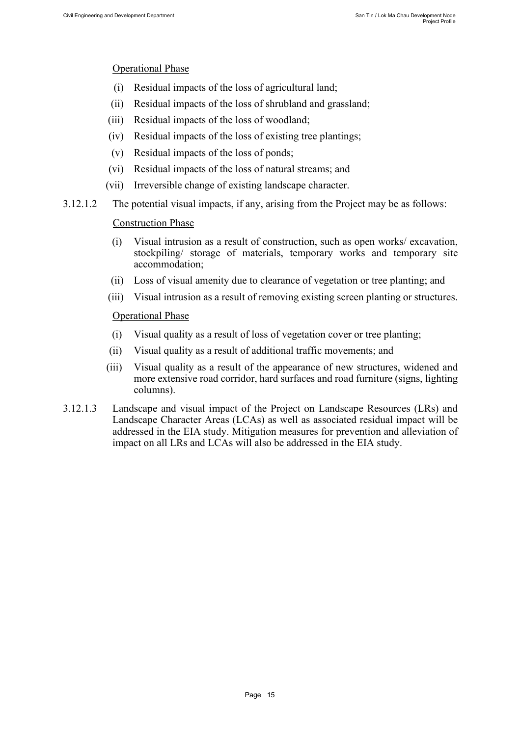Operational Phase

(i) Residual impacts of the loss of agricultural land;

(ii) Residual impacts of the loss of shrubland and grassland;

(iii) Residual impacts of the loss of woodland;

(iv) Residual impacts of the loss of existing tree plantings;

(v) Residual impacts of the loss of ponds;

(vi) Residual impacts of the loss of natural streams; and

(vii) Irreversible change of existing landscape character.

3.12.1.2 The potential visual impacts, if any, arising from the Project may be as follows:

Construction Phase

(i) Visual intrusion as a result of construction, such as open works/ excavation, stockpiling/ storage of materials, temporary works and temporary site accommodation;

(ii) Loss of visual amenity due to clearance of vegetation or tree planting; and

(iii) Visual intrusion as a result of removing existing screen planting or structures.

Operational Phase

(i) Visual quality as a result of loss of vegetation cover or tree planting;

(ii) Visual quality as a result of additional traffic movements; and

(iii) Visual quality as a result of the appearance of new structures, widened and more extensive road corridor, hard surfaces and road furniture (signs, lighting columns).

3.12.1.3 Landscape and visual impact of the Project on Landscape Resources (LRs) and Landscape Character Areas (LCAs) as well as associated residual impact will be addressed in the EIA study. Mitigation measures for prevention and alleviation of impact on all LRs and LCAs will also be addressed in the EIA study.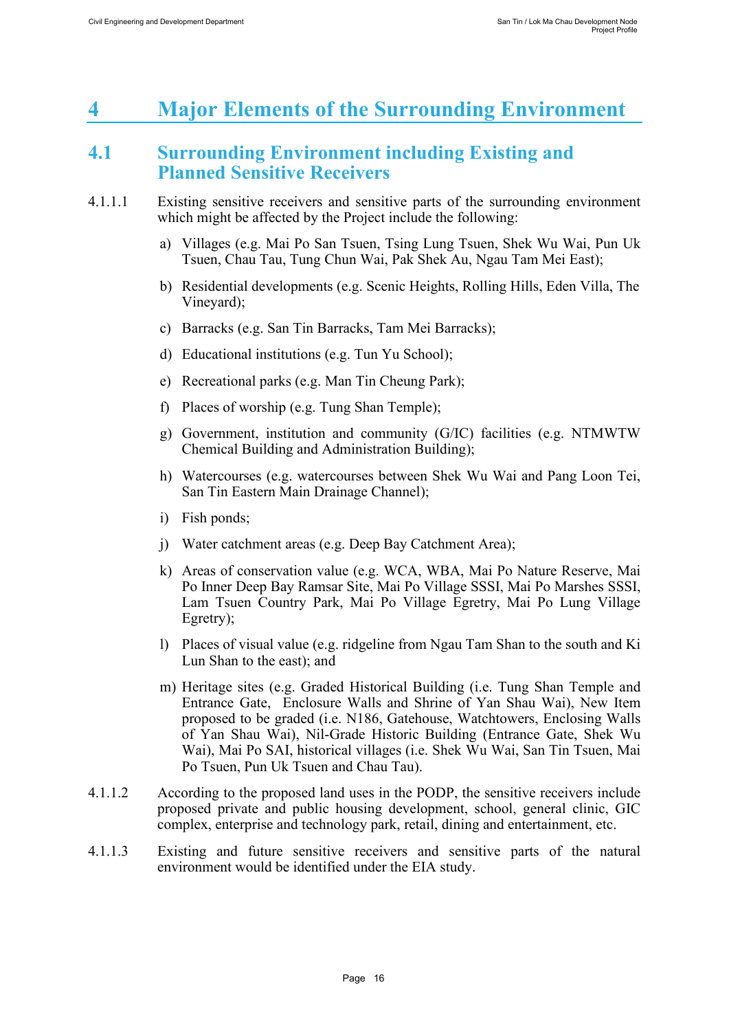# 4 Major Elements of the Surrounding Environment

## 4.1 Surrounding Environment including Existing and Planned Sensitive Receivers

4.1.1.1 Existing sensitive receivers and sensitive parts of the surrounding environment which might be affected by the Project include the following:

a) Villages (e.g. Mai Po San Tsuen, Tsing Lung Tsuen, Shek Wu Wai, Pun Uk Tsuen, Chau Tau, Tung Chun Wai, Pak Shek Au, Ngau Tam Mei East);

b) Residential developments (e.g. Scenic Heights, Rolling Hills, Eden Villa, The Vineyard);

c) Barracks (e.g. San Tin Barracks, Tam Mei Barracks);

d) Educational institutions (e.g. Tun Yu School);

e) Recreational parks (e.g. Man Tin Cheung Park);

f) Places of worship (e.g. Tung Shan Temple);

g) Government, institution and community (G/IC) facilities (e.g. NTMWTW Chemical Building and Administration Building);

h) Watercourses (e.g. watercourses between Shek Wu Wai and Pang Loon Tei, San Tin Eastern Main Drainage Channel);

i) Fish ponds;

j) Water catchment areas (e.g. Deep Bay Catchment Area);

k) Areas of conservation value (e.g. WCA, WBA, Mai Po Nature Reserve, Mai Po Inner Deep Bay Ramsar Site, Mai Po Village SSSI, Mai Po Marshes SSSI, Lam Tsuen Country Park, Mai Po Village Egretry, Mai Po Lung Village Egretry);

l) Places of visual value (e.g. ridgeline from Ngau Tam Shan to the south and Ki Lun Shan to the east); and

m) Heritage sites (e.g. Graded Historical Building (i.e. Tung Shan Temple and Entrance Gate, Enclosure Walls and Shrine of Yan Shau Wai), New Item proposed to be graded (i.e. N186, Gatehouse, Watchtowers, Enclosing Walls of Yan Shau Wai), Nil-Grade Historic Building (Entrance Gate, Shek Wu Wai), Mai Po SAI, historical villages (i.e. Shek Wu Wai, San Tin Tsuen, Mai Po Tsuen, Pun Uk Tsuen and Chau Tau).

4.1.1.2 According to the proposed land uses in the PODP, the sensitive receivers include proposed private and public housing development, school, general clinic, GIC complex, enterprise and technology park, retail, dining and entertainment, etc.

4.1.1.3 Existing and future sensitive receivers and sensitive parts of the natural environment would be identified under the EIA study.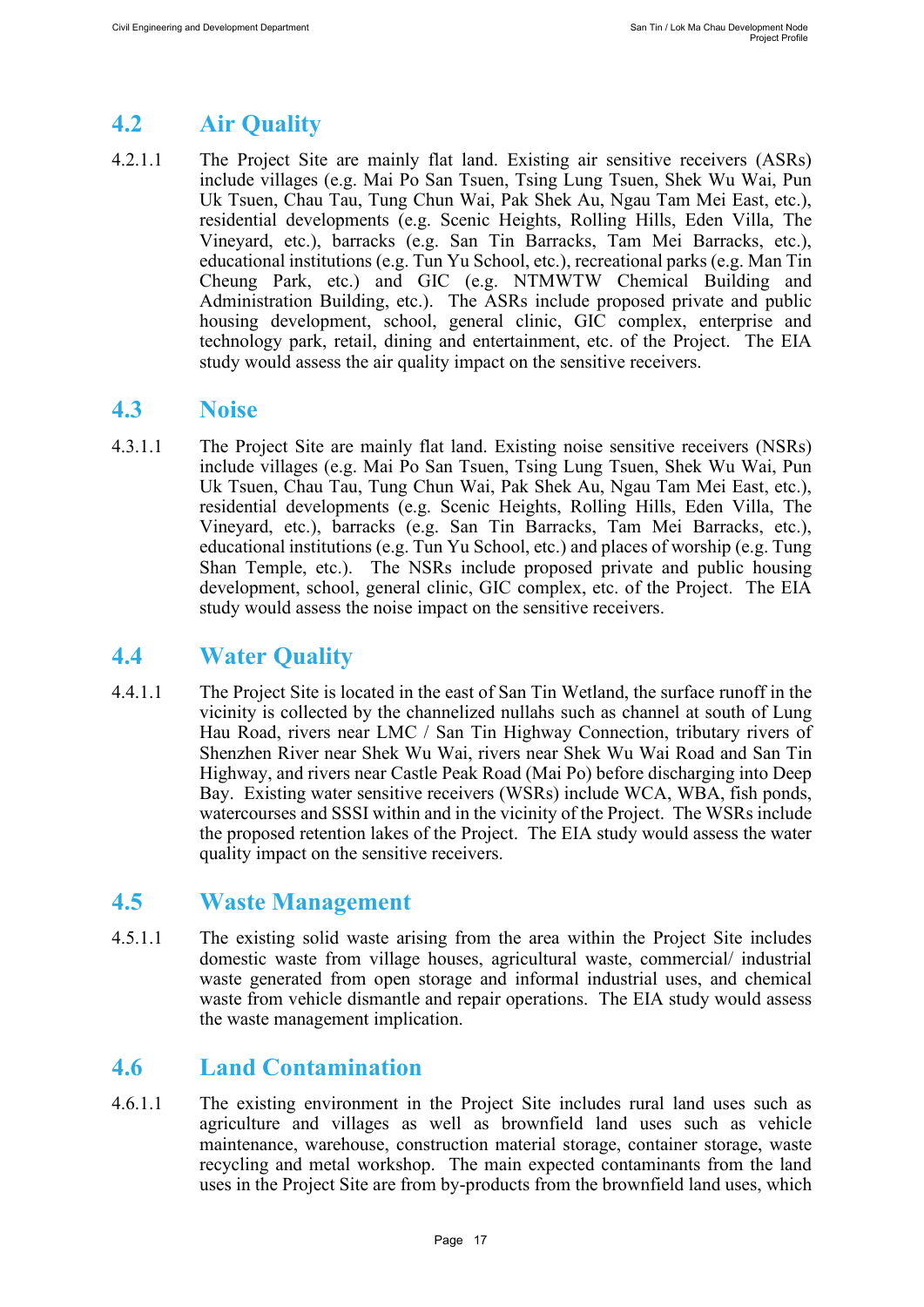## 4.2 Air Quality

4.2.1.1 The Project Site are mainly flat land. Existing air sensitive receivers (ASRs) include villages (e.g. Mai Po San Tsuen, Tsing Lung Tsuen, Shek Wu Wai, Pun Uk Tsuen, Chau Tau, Tung Chun Wai, Pak Shek Au, Ngau Tam Mei East, etc.), residential developments (e.g. Scenic Heights, Rolling Hills, Eden Villa, The Vineyard, etc.), barracks (e.g. San Tin Barracks, Tam Mei Barracks, etc.), educational institutions (e.g. Tun Yu School, etc.), recreational parks (e.g. Man Tin Cheung Park, etc.) and GIC (e.g. NTMWTW Chemical Building and Administration Building, etc.). The ASRs include proposed private and public housing development, school, general clinic, GIC complex, enterprise and technology park, retail, dining and entertainment, etc. of the Project. The EIA study would assess the air quality impact on the sensitive receivers.

## 4.3 Noise

4.3.1.1 The Project Site are mainly flat land. Existing noise sensitive receivers (NSRs) include villages (e.g. Mai Po San Tsuen, Tsing Lung Tsuen, Shek Wu Wai, Pun Uk Tsuen, Chau Tau, Tung Chun Wai, Pak Shek Au, Ngau Tam Mei East, etc.), residential developments (e.g. Scenic Heights, Rolling Hills, Eden Villa, The Vineyard, etc.), barracks (e.g. San Tin Barracks, Tam Mei Barracks, etc.), educational institutions (e.g. Tun Yu School, etc.) and places of worship (e.g. Tung Shan Temple, etc.). The NSRs include proposed private and public housing development, school, general clinic, GIC complex, etc. of the Project. The EIA study would assess the noise impact on the sensitive receivers.

## 4.4 Water Quality

4.4.1.1 The Project Site is located in the east of San Tin Wetland, the surface runoff in the vicinity is collected by the channelized nullahs such as channel at south of Lung Hau Road, rivers near LMC / San Tin Highway Connection, tributary rivers of Shenzhen River near Shek Wu Wai, rivers near Shek Wu Wai Road and San Tin Highway, and rivers near Castle Peak Road (Mai Po) before discharging into Deep Bay. Existing water sensitive receivers (WSRs) include WCA, WBA, fish ponds, watercourses and SSSI within and in the vicinity of the Project. The WSRs include the proposed retention lakes of the Project. The EIA study would assess the water quality impact on the sensitive receivers.

## 4.5 Waste Management

4.5.1.1 The existing solid waste arising from the area within the Project Site includes domestic waste from village houses, agricultural waste, commercial/ industrial waste generated from open storage and informal industrial uses, and chemical waste from vehicle dismantle and repair operations. The EIA study would assess the waste management implication.

## 4.6 Land Contamination

4.6.1.1 The existing environment in the Project Site includes rural land uses such as agriculture and villages as well as brownfield land uses such as vehicle maintenance, warehouse, construction material storage, container storage, waste recycling and metal workshop. The main expected contaminants from the land uses in the Project Site are from by-products from the brownfield land uses, which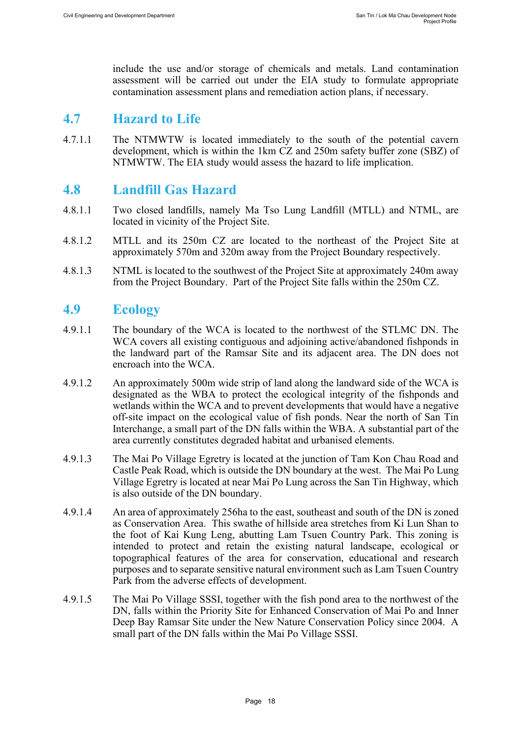include the use and/or storage of chemicals and metals. Land contamination assessment will be carried out under the EIA study to formulate appropriate contamination assessment plans and remediation action plans, if necessary.

## 4.7 Hazard to Life

4.7.1.1 The NTMWTW is located immediately to the south of the potential cavern development, which is within the 1km CZ and 250m safety buffer zone (SBZ) of NTMWTW. The EIA study would assess the hazard to life implication.

## 4.8 Landfill Gas Hazard

4.8.1.1 Two closed landfills, namely Ma Tso Lung Landfill (MTLL) and NTML, are located in vicinity of the Project Site.

4.8.1.2 MTLL and its 250m CZ are located to the northeast of the Project Site at approximately 570m and 320m away from the Project Boundary respectively.

4.8.1.3 NTML is located to the southwest of the Project Site at approximately 240m away from the Project Boundary. Part of the Project Site falls within the 250m CZ.

## 4.9 Ecology

4.9.1.1 The boundary of the WCA is located to the northwest of the STLMC DN. The WCA covers all existing contiguous and adjoining active/abandoned fishponds in the landward part of the Ramsar Site and its adjacent area. The DN does not encroach into the WCA.

4.9.1.2 An approximately 500m wide strip of land along the landward side of the WCA is designated as the WBA to protect the ecological integrity of the fishponds and wetlands within the WCA and to prevent developments that would have a negative off-site impact on the ecological value of fish ponds. Near the north of San Tin Interchange, a small part of the DN falls within the WBA. A substantial part of the area currently constitutes degraded habitat and urbanised elements.

4.9.1.3 The Mai Po Village Egretry is located at the junction of Tam Kon Chau Road and Castle Peak Road, which is outside the DN boundary at the west. The Mai Po Lung Village Egretry is located at near Mai Po Lung across the San Tin Highway, which is also outside of the DN boundary.

4.9.1.4 An area of approximately 256ha to the east, southeast and south of the DN is zoned as Conservation Area. This swathe of hillside area stretches from Ki Lun Shan to the foot of Kai Kung Leng, abutting Lam Tsuen Country Park. This zoning is intended to protect and retain the existing natural landscape, ecological or topographical features of the area for conservation, educational and research purposes and to separate sensitive natural environment such as Lam Tsuen Country Park from the adverse effects of development.

4.9.1.5 The Mai Po Village SSSI, together with the fish pond area to the northwest of the DN, falls within the Priority Site for Enhanced Conservation of Mai Po and Inner Deep Bay Ramsar Site under the New Nature Conservation Policy since 2004. A small part of the DN falls within the Mai Po Village SSSI.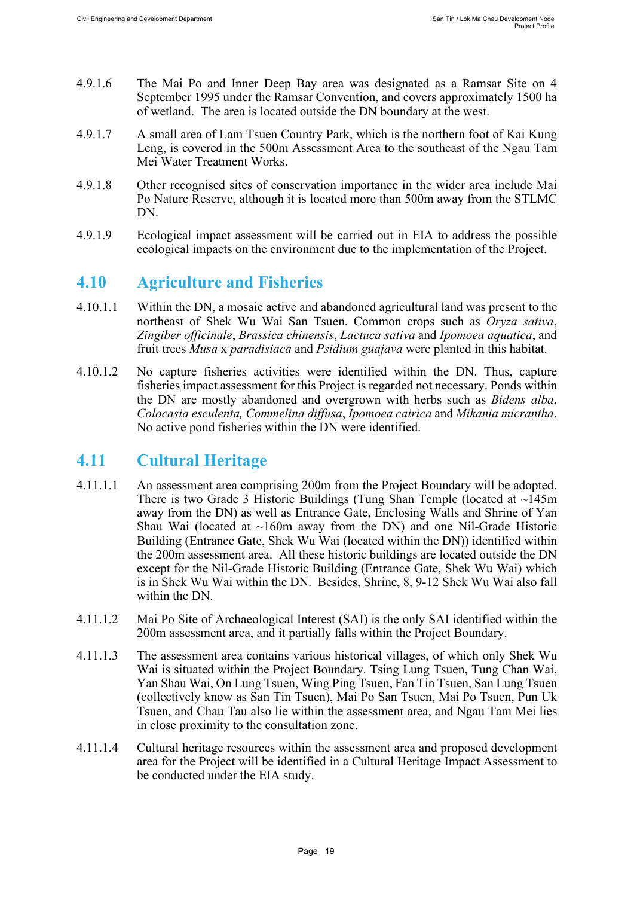4.9.1.6 The Mai Po and Inner Deep Bay area was designated as a Ramsar Site on 4 September 1995 under the Ramsar Convention, and covers approximately 1500 ha of wetland. The area is located outside the DN boundary at the west.

4.9.1.7 A small area of Lam Tsuen Country Park, which is the northern foot of Kai Kung Leng, is covered in the 500m Assessment Area to the southeast of the Ngau Tam Mei Water Treatment Works.

4.9.1.8 Other recognised sites of conservation importance in the wider area include Mai Po Nature Reserve, although it is located more than 500m away from the STLMC DN.

4.9.1.9 Ecological impact assessment will be carried out in EIA to address the possible ecological impacts on the environment due to the implementation of the Project.

## 4.10 Agriculture and Fisheries

4.10.1.1 Within the DN, a mosaic active and abandoned agricultural land was present to the northeast of Shek Wu Wai San Tsuen. Common crops such as *Oryza sativa*, *Zingiber officinale*, *Brassica chinensis*, *Lactuca sativa* and *Ipomoea aquatica*, and fruit trees *Musa* x *paradisiaca* and *Psidium guajava* were planted in this habitat.

4.10.1.2 No capture fisheries activities were identified within the DN. Thus, capture fisheries impact assessment for this Project is regarded not necessary. Ponds within the DN are mostly abandoned and overgrown with herbs such as *Bidens alba*, *Colocasia esculenta, Commelina diffusa*, *Ipomoea cairica* and *Mikania micrantha*. No active pond fisheries within the DN were identified.

## 4.11 Cultural Heritage

4.11.1.1 An assessment area comprising 200m from the Project Boundary will be adopted. There is two Grade 3 Historic Buildings (Tung Shan Temple (located at ~145m away from the DN) as well as Entrance Gate, Enclosing Walls and Shrine of Yan Shau Wai (located at ~160m away from the DN) and one Nil-Grade Historic Building (Entrance Gate, Shek Wu Wai (located within the DN)) identified within the 200m assessment area. All these historic buildings are located outside the DN except for the Nil-Grade Historic Building (Entrance Gate, Shek Wu Wai) which is in Shek Wu Wai within the DN. Besides, Shrine, 8, 9-12 Shek Wu Wai also fall within the DN.

4.11.1.2 Mai Po Site of Archaeological Interest (SAI) is the only SAI identified within the 200m assessment area, and it partially falls within the Project Boundary.

4.11.1.3 The assessment area contains various historical villages, of which only Shek Wu Wai is situated within the Project Boundary. Tsing Lung Tsuen, Tung Chan Wai, Yan Shau Wai, On Lung Tsuen, Wing Ping Tsuen, Fan Tin Tsuen, San Lung Tsuen (collectively know as San Tin Tsuen), Mai Po San Tsuen, Mai Po Tsuen, Pun Uk Tsuen, and Chau Tau also lie within the assessment area, and Ngau Tam Mei lies in close proximity to the consultation zone.

4.11.1.4 Cultural heritage resources within the assessment area and proposed development area for the Project will be identified in a Cultural Heritage Impact Assessment to be conducted under the EIA study.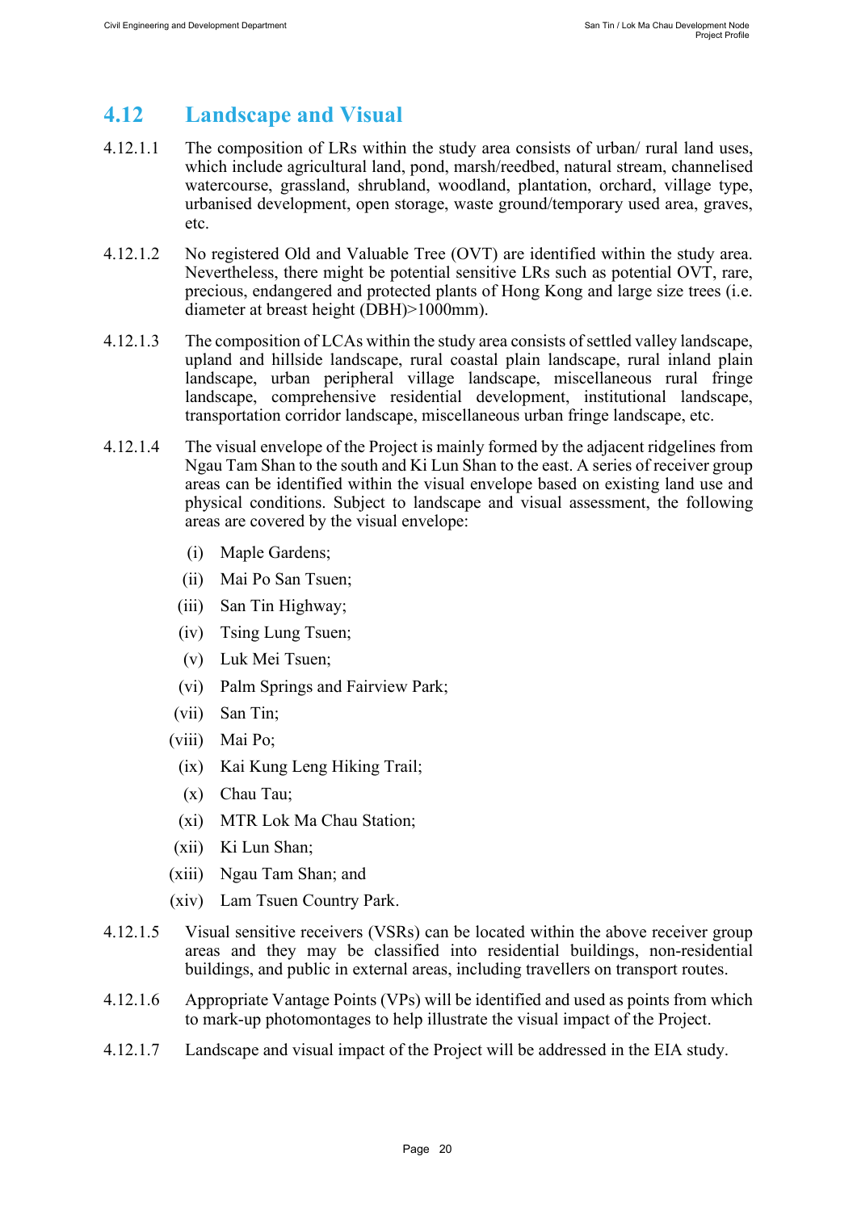## 4.12 Landscape and Visual

4.12.1.1 The composition of LRs within the study area consists of urban/ rural land uses, which include agricultural land, pond, marsh/reedbed, natural stream, channelised watercourse, grassland, shrubland, woodland, plantation, orchard, village type, urbanised development, open storage, waste ground/temporary used area, graves, etc.

4.12.1.2 No registered Old and Valuable Tree (OVT) are identified within the study area. Nevertheless, there might be potential sensitive LRs such as potential OVT, rare, precious, endangered and protected plants of Hong Kong and large size trees (i.e. diameter at breast height (DBH)>1000mm).

4.12.1.3 The composition of LCAs within the study area consists of settled valley landscape, upland and hillside landscape, rural coastal plain landscape, rural inland plain landscape, urban peripheral village landscape, miscellaneous rural fringe landscape, comprehensive residential development, institutional landscape, transportation corridor landscape, miscellaneous urban fringe landscape, etc.

4.12.1.4 The visual envelope of the Project is mainly formed by the adjacent ridgelines from Ngau Tam Shan to the south and Ki Lun Shan to the east. A series of receiver group areas can be identified within the visual envelope based on existing land use and physical conditions. Subject to landscape and visual assessment, the following areas are covered by the visual envelope:

- (i) Maple Gardens;
- (ii) Mai Po San Tsuen;
- (iii) San Tin Highway;
- (iv) Tsing Lung Tsuen;
- (v) Luk Mei Tsuen;
- (vi) Palm Springs and Fairview Park;
- (vii) San Tin;
- (viii) Mai Po;
- (ix) Kai Kung Leng Hiking Trail;
- (x) Chau Tau;
- (xi) MTR Lok Ma Chau Station;
- (xii) Ki Lun Shan;
- (xiii) Ngau Tam Shan; and
- (xiv) Lam Tsuen Country Park.

4.12.1.5 Visual sensitive receivers (VSRs) can be located within the above receiver group areas and they may be classified into residential buildings, non-residential buildings, and public in external areas, including travellers on transport routes.

4.12.1.6 Appropriate Vantage Points (VPs) will be identified and used as points from which to mark-up photomontages to help illustrate the visual impact of the Project.

4.12.1.7 Landscape and visual impact of the Project will be addressed in the EIA study.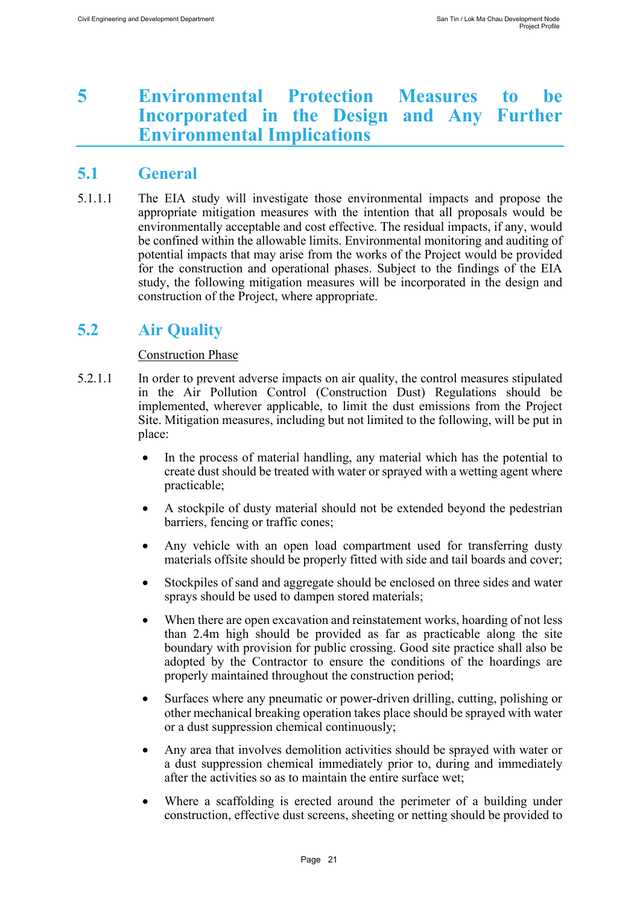# 5 Environmental Protection Measures to be Incorporated in the Design and Any Further Environmental Implications

## 5.1 General

5.1.1.1 The EIA study will investigate those environmental impacts and propose the appropriate mitigation measures with the intention that all proposals would be environmentally acceptable and cost effective. The residual impacts, if any, would be confined within the allowable limits. Environmental monitoring and auditing of potential impacts that may arise from the works of the Project would be provided for the construction and operational phases. Subject to the findings of the EIA study, the following mitigation measures will be incorporated in the design and construction of the Project, where appropriate.

## 5.2 Air Quality

<u>Construction Phase</u>

5.2.1.1 In order to prevent adverse impacts on air quality, the control measures stipulated in the Air Pollution Control (Construction Dust) Regulations should be implemented, wherever applicable, to limit the dust emissions from the Project Site. Mitigation measures, including but not limited to the following, will be put in place:

- In the process of material handling, any material which has the potential to create dust should be treated with water or sprayed with a wetting agent where practicable;
- A stockpile of dusty material should not be extended beyond the pedestrian barriers, fencing or traffic cones;
- Any vehicle with an open load compartment used for transferring dusty materials offsite should be properly fitted with side and tail boards and cover;
- Stockpiles of sand and aggregate should be enclosed on three sides and water sprays should be used to dampen stored materials;
- When there are open excavation and reinstatement works, hoarding of not less than 2.4m high should be provided as far as practicable along the site boundary with provision for public crossing. Good site practice shall also be adopted by the Contractor to ensure the conditions of the hoardings are properly maintained throughout the construction period;
- Surfaces where any pneumatic or power-driven drilling, cutting, polishing or other mechanical breaking operation takes place should be sprayed with water or a dust suppression chemical continuously;
- Any area that involves demolition activities should be sprayed with water or a dust suppression chemical immediately prior to, during and immediately after the activities so as to maintain the entire surface wet;
- Where a scaffolding is erected around the perimeter of a building under construction, effective dust screens, sheeting or netting should be provided to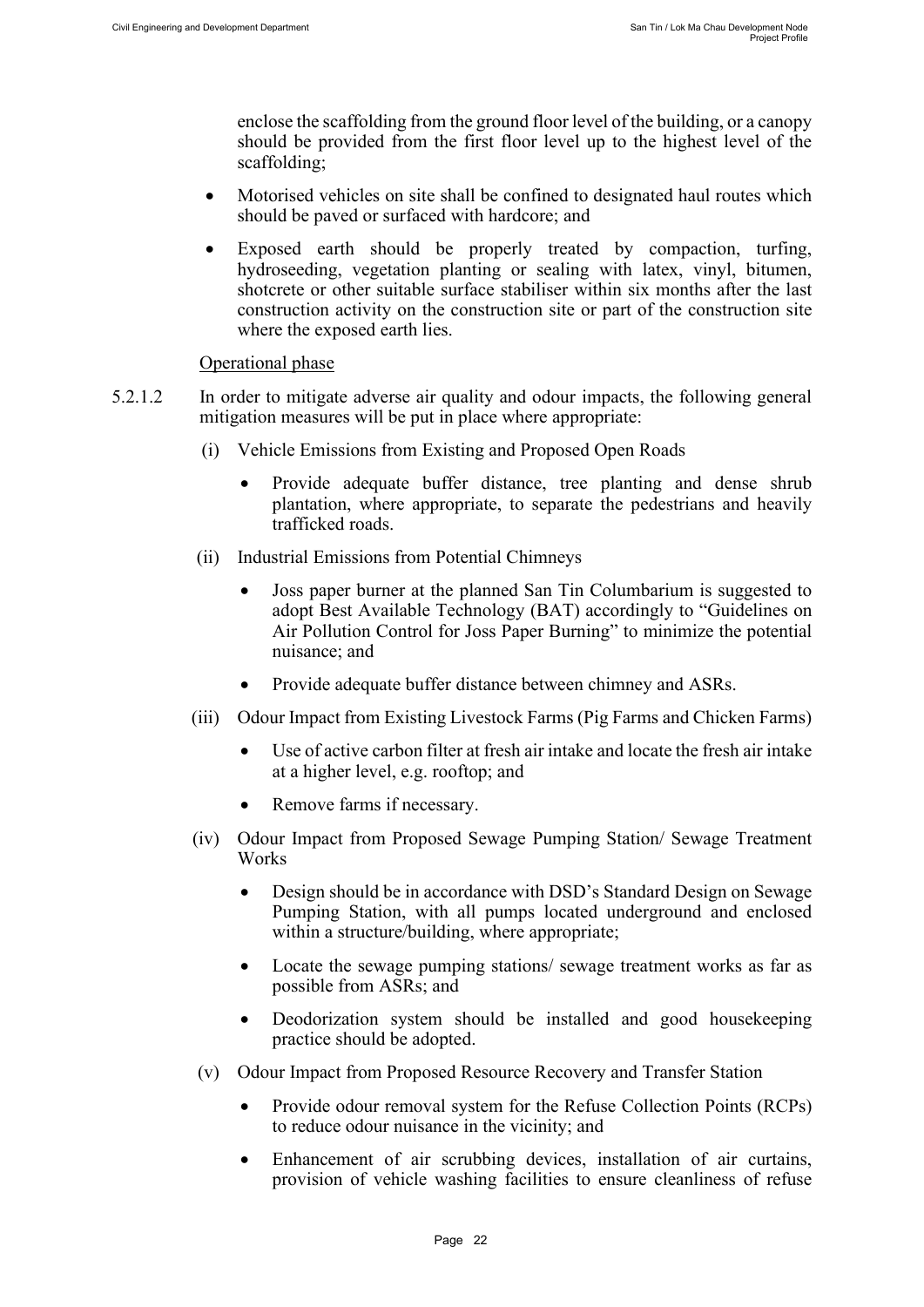enclose the scaffolding from the ground floor level of the building, or a canopy should be provided from the first floor level up to the highest level of the scaffolding;

- Motorised vehicles on site shall be confined to designated haul routes which should be paved or surfaced with hardcore; and
- Exposed earth should be properly treated by compaction, turfing, hydroseeding, vegetation planting or sealing with latex, vinyl, bitumen, shotcrete or other suitable surface stabiliser within six months after the last construction activity on the construction site or part of the construction site where the exposed earth lies.

Operational phase

5.2.1.2 In order to mitigate adverse air quality and odour impacts, the following general mitigation measures will be put in place where appropriate:

(i) Vehicle Emissions from Existing and Proposed Open Roads

- Provide adequate buffer distance, tree planting and dense shrub plantation, where appropriate, to separate the pedestrians and heavily trafficked roads.

(ii) Industrial Emissions from Potential Chimneys

- Joss paper burner at the planned San Tin Columbarium is suggested to adopt Best Available Technology (BAT) accordingly to "Guidelines on Air Pollution Control for Joss Paper Burning" to minimize the potential nuisance; and
- Provide adequate buffer distance between chimney and ASRs.

(iii) Odour Impact from Existing Livestock Farms (Pig Farms and Chicken Farms)

- Use of active carbon filter at fresh air intake and locate the fresh air intake at a higher level, e.g. rooftop; and
- Remove farms if necessary.

(iv) Odour Impact from Proposed Sewage Pumping Station/ Sewage Treatment Works

- Design should be in accordance with DSD's Standard Design on Sewage Pumping Station, with all pumps located underground and enclosed within a structure/building, where appropriate;
- Locate the sewage pumping stations/ sewage treatment works as far as possible from ASRs; and
- Deodorization system should be installed and good housekeeping practice should be adopted.

(v) Odour Impact from Proposed Resource Recovery and Transfer Station

- Provide odour removal system for the Refuse Collection Points (RCPs) to reduce odour nuisance in the vicinity; and
- Enhancement of air scrubbing devices, installation of air curtains, provision of vehicle washing facilities to ensure cleanliness of refuse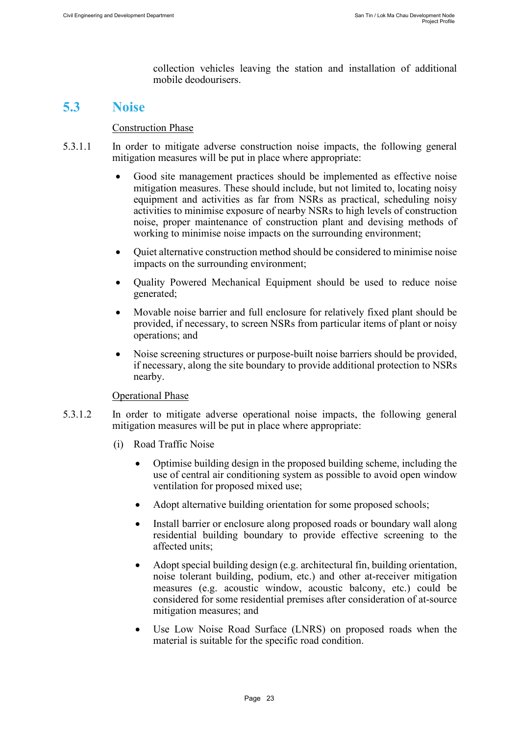collection vehicles leaving the station and installation of additional mobile deodourisers.

## 5.3 Noise

Construction Phase

5.3.1.1 In order to mitigate adverse construction noise impacts, the following general mitigation measures will be put in place where appropriate:

- Good site management practices should be implemented as effective noise mitigation measures. These should include, but not limited to, locating noisy equipment and activities as far from NSRs as practical, scheduling noisy activities to minimise exposure of nearby NSRs to high levels of construction noise, proper maintenance of construction plant and devising methods of working to minimise noise impacts on the surrounding environment;
- Quiet alternative construction method should be considered to minimise noise impacts on the surrounding environment;
- Quality Powered Mechanical Equipment should be used to reduce noise generated;
- Movable noise barrier and full enclosure for relatively fixed plant should be provided, if necessary, to screen NSRs from particular items of plant or noisy operations; and
- Noise screening structures or purpose-built noise barriers should be provided, if necessary, along the site boundary to provide additional protection to NSRs nearby.

Operational Phase

5.3.1.2 In order to mitigate adverse operational noise impacts, the following general mitigation measures will be put in place where appropriate:

(i) Road Traffic Noise

- Optimise building design in the proposed building scheme, including the use of central air conditioning system as possible to avoid open window ventilation for proposed mixed use;
- Adopt alternative building orientation for some proposed schools;
- Install barrier or enclosure along proposed roads or boundary wall along residential building boundary to provide effective screening to the affected units;
- Adopt special building design (e.g. architectural fin, building orientation, noise tolerant building, podium, etc.) and other at-receiver mitigation measures (e.g. acoustic window, acoustic balcony, etc.) could be considered for some residential premises after consideration of at-source mitigation measures; and
- Use Low Noise Road Surface (LNRS) on proposed roads when the material is suitable for the specific road condition.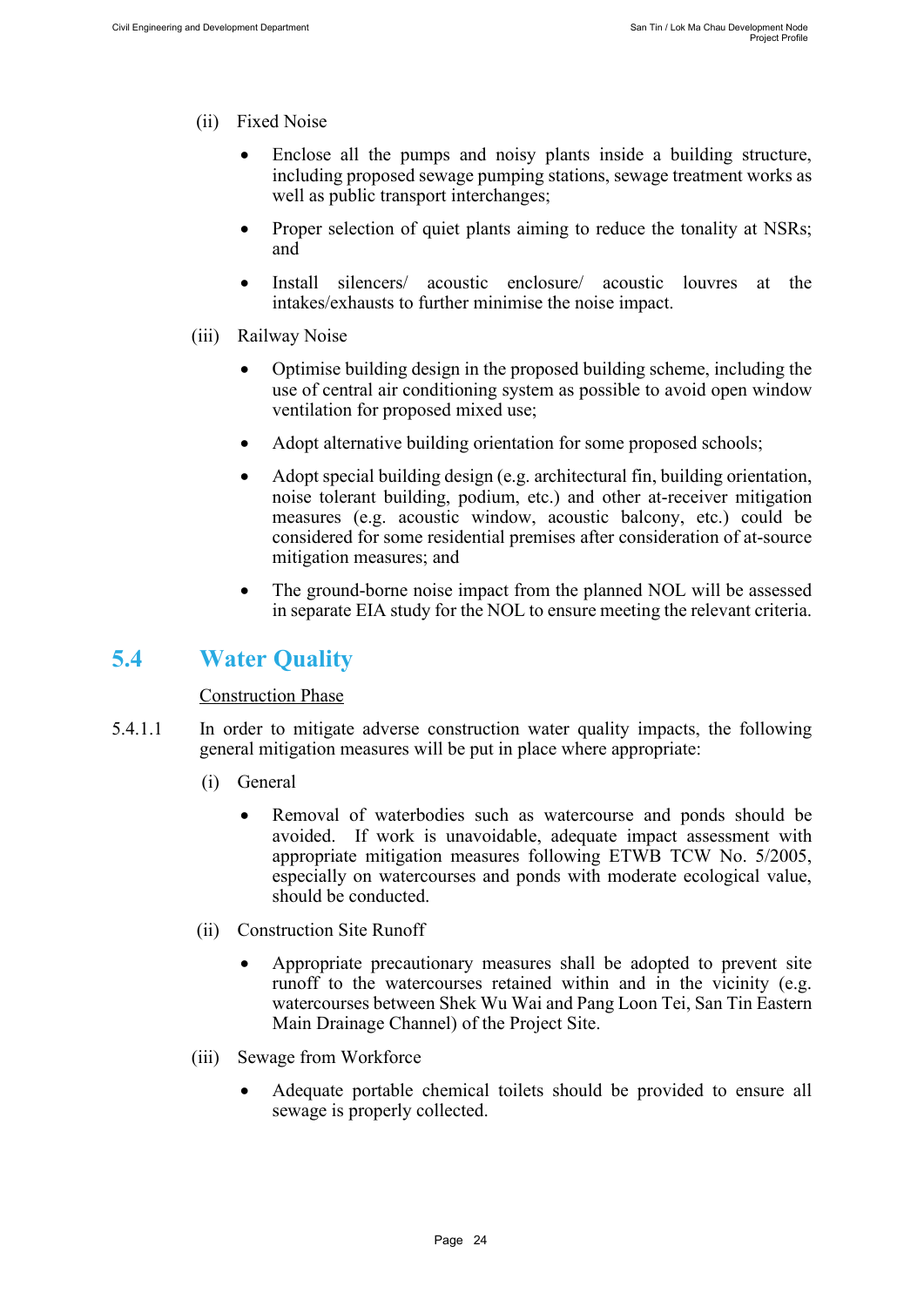(ii) Fixed Noise

- Enclose all the pumps and noisy plants inside a building structure, including proposed sewage pumping stations, sewage treatment works as well as public transport interchanges;
- Proper selection of quiet plants aiming to reduce the tonality at NSRs; and
- Install silencers/ acoustic enclosure/ acoustic louvres at the intakes/exhausts to further minimise the noise impact.

(iii) Railway Noise

- Optimise building design in the proposed building scheme, including the use of central air conditioning system as possible to avoid open window ventilation for proposed mixed use;
- Adopt alternative building orientation for some proposed schools;
- Adopt special building design (e.g. architectural fin, building orientation, noise tolerant building, podium, etc.) and other at-receiver mitigation measures (e.g. acoustic window, acoustic balcony, etc.) could be considered for some residential premises after consideration of at-source mitigation measures; and
- The ground-borne noise impact from the planned NOL will be assessed in separate EIA study for the NOL to ensure meeting the relevant criteria.

## 5.4 Water Quality

<u>Construction Phase</u>

5.4.1.1 In order to mitigate adverse construction water quality impacts, the following general mitigation measures will be put in place where appropriate:

(i) General

- Removal of waterbodies such as watercourse and ponds should be avoided. If work is unavoidable, adequate impact assessment with appropriate mitigation measures following ETWB TCW No. 5/2005, especially on watercourses and ponds with moderate ecological value, should be conducted.

(ii) Construction Site Runoff

- Appropriate precautionary measures shall be adopted to prevent site runoff to the watercourses retained within and in the vicinity (e.g. watercourses between Shek Wu Wai and Pang Loon Tei, San Tin Eastern Main Drainage Channel) of the Project Site.

(iii) Sewage from Workforce

- Adequate portable chemical toilets should be provided to ensure all sewage is properly collected.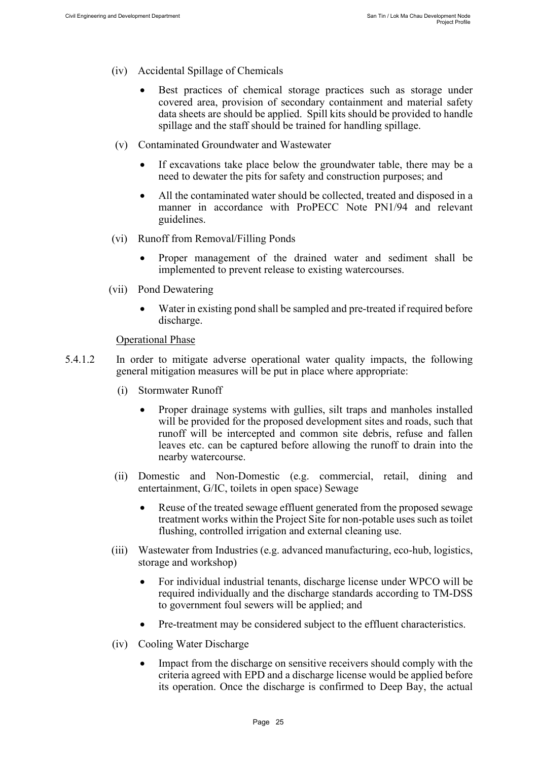(iv) Accidental Spillage of Chemicals

- Best practices of chemical storage practices such as storage under covered area, provision of secondary containment and material safety data sheets are should be applied. Spill kits should be provided to handle spillage and the staff should be trained for handling spillage.

(v) Contaminated Groundwater and Wastewater

- If excavations take place below the groundwater table, there may be a need to dewater the pits for safety and construction purposes; and
- All the contaminated water should be collected, treated and disposed in a manner in accordance with ProPECC Note PN1/94 and relevant guidelines.

(vi) Runoff from Removal/Filling Ponds

- Proper management of the drained water and sediment shall be implemented to prevent release to existing watercourses.

(vii) Pond Dewatering

- Water in existing pond shall be sampled and pre-treated if required before discharge.

Operational Phase

5.4.1.2 In order to mitigate adverse operational water quality impacts, the following general mitigation measures will be put in place where appropriate:

(i) Stormwater Runoff

- Proper drainage systems with gullies, silt traps and manholes installed will be provided for the proposed development sites and roads, such that runoff will be intercepted and common site debris, refuse and fallen leaves etc. can be captured before allowing the runoff to drain into the nearby watercourse.

(ii) Domestic and Non-Domestic (e.g. commercial, retail, dining and entertainment, G/IC, toilets in open space) Sewage

- Reuse of the treated sewage effluent generated from the proposed sewage treatment works within the Project Site for non-potable uses such as toilet flushing, controlled irrigation and external cleaning use.

(iii) Wastewater from Industries (e.g. advanced manufacturing, eco-hub, logistics, storage and workshop)

- For individual industrial tenants, discharge license under WPCO will be required individually and the discharge standards according to TM-DSS to government foul sewers will be applied; and
- Pre-treatment may be considered subject to the effluent characteristics.

(iv) Cooling Water Discharge

- Impact from the discharge on sensitive receivers should comply with the criteria agreed with EPD and a discharge license would be applied before its operation. Once the discharge is confirmed to Deep Bay, the actual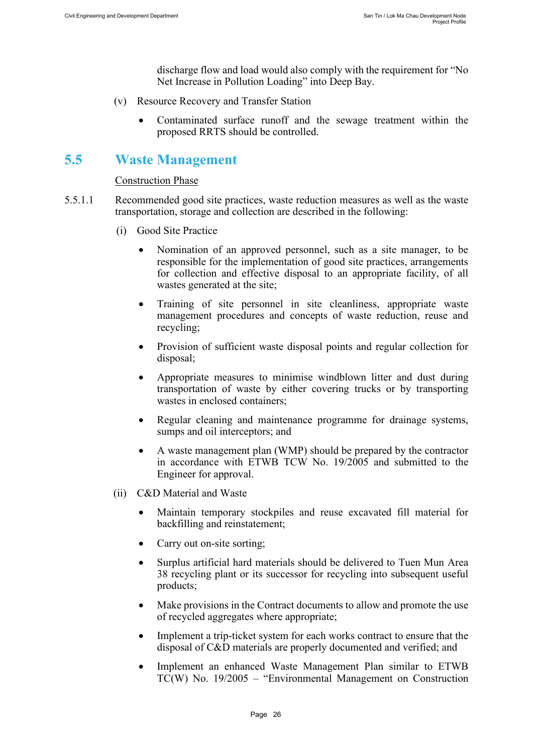discharge flow and load would also comply with the requirement for "No Net Increase in Pollution Loading" into Deep Bay.

(v) Resource Recovery and Transfer Station

- Contaminated surface runoff and the sewage treatment within the proposed RRTS should be controlled.

## 5.5 Waste Management

Construction Phase

5.5.1.1 Recommended good site practices, waste reduction measures as well as the waste transportation, storage and collection are described in the following:

(i) Good Site Practice

- Nomination of an approved personnel, such as a site manager, to be responsible for the implementation of good site practices, arrangements for collection and effective disposal to an appropriate facility, of all wastes generated at the site;
- Training of site personnel in site cleanliness, appropriate waste management procedures and concepts of waste reduction, reuse and recycling;
- Provision of sufficient waste disposal points and regular collection for disposal;
- Appropriate measures to minimise windblown litter and dust during transportation of waste by either covering trucks or by transporting wastes in enclosed containers;
- Regular cleaning and maintenance programme for drainage systems, sumps and oil interceptors; and
- A waste management plan (WMP) should be prepared by the contractor in accordance with ETWB TCW No. 19/2005 and submitted to the Engineer for approval.

(ii) C&D Material and Waste

- Maintain temporary stockpiles and reuse excavated fill material for backfilling and reinstatement;
- Carry out on-site sorting;
- Surplus artificial hard materials should be delivered to Tuen Mun Area 38 recycling plant or its successor for recycling into subsequent useful products;
- Make provisions in the Contract documents to allow and promote the use of recycled aggregates where appropriate;
- Implement a trip-ticket system for each works contract to ensure that the disposal of C&D materials are properly documented and verified; and
- Implement an enhanced Waste Management Plan similar to ETWB TC(W) No. 19/2005 – "Environmental Management on Construction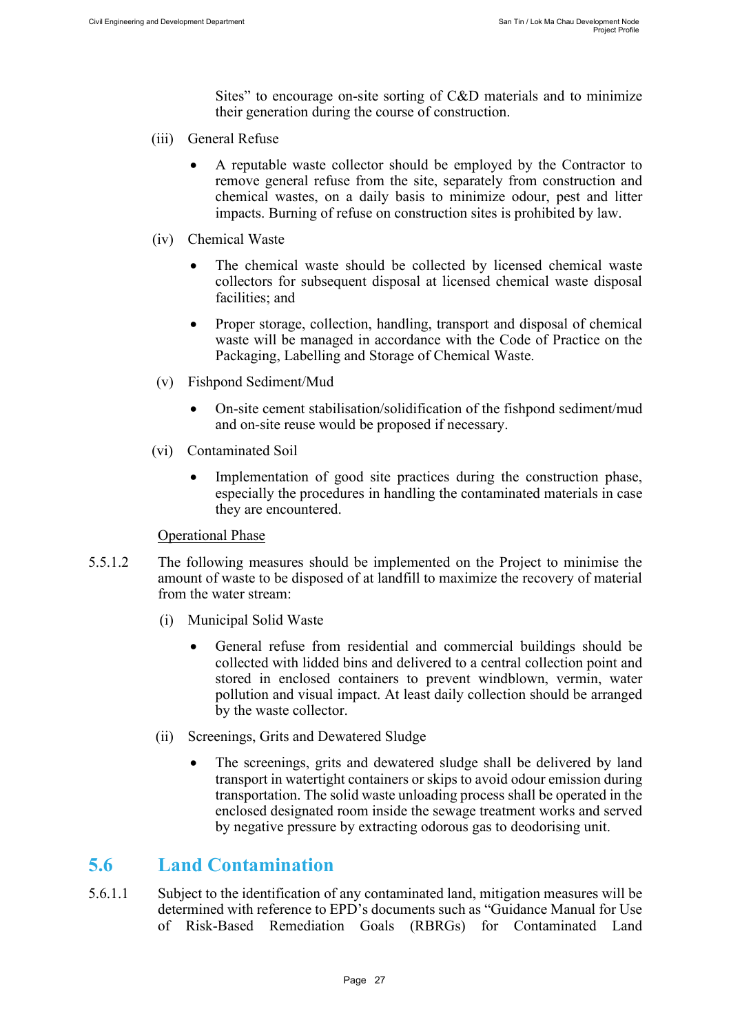Sites" to encourage on-site sorting of C&D materials and to minimize their generation during the course of construction.

(iii) General Refuse

- A reputable waste collector should be employed by the Contractor to remove general refuse from the site, separately from construction and chemical wastes, on a daily basis to minimize odour, pest and litter impacts. Burning of refuse on construction sites is prohibited by law.

(iv) Chemical Waste

- The chemical waste should be collected by licensed chemical waste collectors for subsequent disposal at licensed chemical waste disposal facilities; and
- Proper storage, collection, handling, transport and disposal of chemical waste will be managed in accordance with the Code of Practice on the Packaging, Labelling and Storage of Chemical Waste.

(v) Fishpond Sediment/Mud

- On-site cement stabilisation/solidification of the fishpond sediment/mud and on-site reuse would be proposed if necessary.

(vi) Contaminated Soil

- Implementation of good site practices during the construction phase, especially the procedures in handling the contaminated materials in case they are encountered.

Operational Phase

5.5.1.2 The following measures should be implemented on the Project to minimise the amount of waste to be disposed of at landfill to maximize the recovery of material from the water stream:

(i) Municipal Solid Waste

- General refuse from residential and commercial buildings should be collected with lidded bins and delivered to a central collection point and stored in enclosed containers to prevent windblown, vermin, water pollution and visual impact. At least daily collection should be arranged by the waste collector.

(ii) Screenings, Grits and Dewatered Sludge

- The screenings, grits and dewatered sludge shall be delivered by land transport in watertight containers or skips to avoid odour emission during transportation. The solid waste unloading process shall be operated in the enclosed designated room inside the sewage treatment works and served by negative pressure by extracting odorous gas to deodorising unit.

## 5.6 Land Contamination

5.6.1.1 Subject to the identification of any contaminated land, mitigation measures will be determined with reference to EPD's documents such as "Guidance Manual for Use of Risk-Based Remediation Goals (RBRGs) for Contaminated Land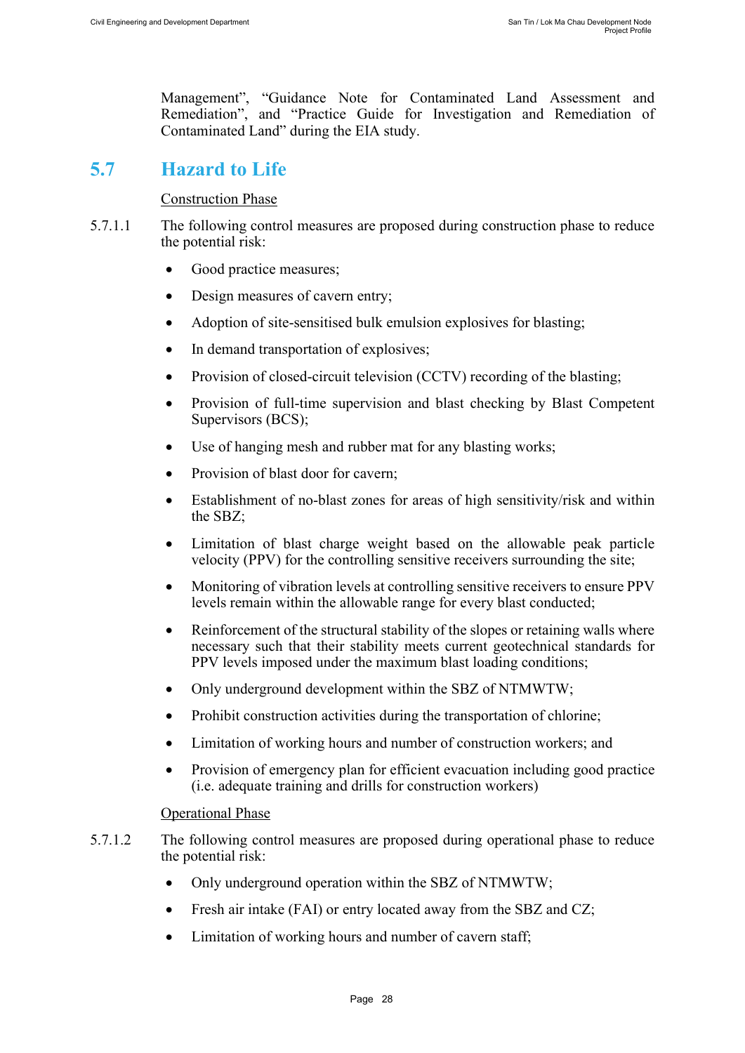Management", "Guidance Note for Contaminated Land Assessment and Remediation", and "Practice Guide for Investigation and Remediation of Contaminated Land" during the EIA study.

## 5.7 Hazard to Life

Construction Phase

5.7.1.1 The following control measures are proposed during construction phase to reduce the potential risk:

- Good practice measures;
- Design measures of cavern entry;
- Adoption of site-sensitised bulk emulsion explosives for blasting;
- In demand transportation of explosives;
- Provision of closed-circuit television (CCTV) recording of the blasting;
- Provision of full-time supervision and blast checking by Blast Competent Supervisors (BCS);
- Use of hanging mesh and rubber mat for any blasting works;
- Provision of blast door for cavern;
- Establishment of no-blast zones for areas of high sensitivity/risk and within the SBZ;
- Limitation of blast charge weight based on the allowable peak particle velocity (PPV) for the controlling sensitive receivers surrounding the site;
- Monitoring of vibration levels at controlling sensitive receivers to ensure PPV levels remain within the allowable range for every blast conducted;
- Reinforcement of the structural stability of the slopes or retaining walls where necessary such that their stability meets current geotechnical standards for PPV levels imposed under the maximum blast loading conditions;
- Only underground development within the SBZ of NTMWTW;
- Prohibit construction activities during the transportation of chlorine;
- Limitation of working hours and number of construction workers; and
- Provision of emergency plan for efficient evacuation including good practice (i.e. adequate training and drills for construction workers)

Operational Phase

5.7.1.2 The following control measures are proposed during operational phase to reduce the potential risk:

- Only underground operation within the SBZ of NTMWTW;
- Fresh air intake (FAI) or entry located away from the SBZ and CZ;
- Limitation of working hours and number of cavern staff;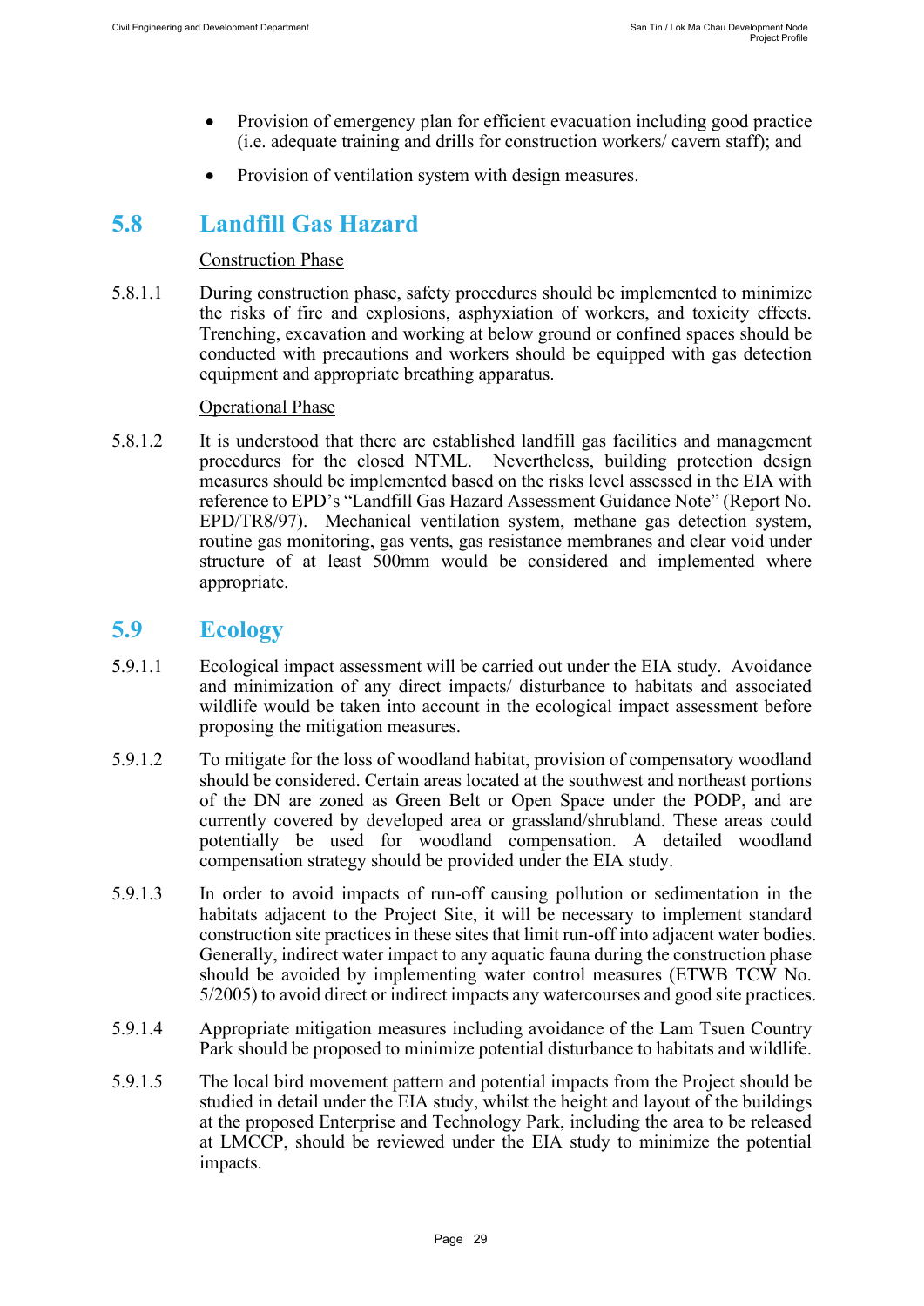- Provision of emergency plan for efficient evacuation including good practice (i.e. adequate training and drills for construction workers/ cavern staff); and
- Provision of ventilation system with design measures.

## 5.8 Landfill Gas Hazard

Construction Phase

5.8.1.1 During construction phase, safety procedures should be implemented to minimize the risks of fire and explosions, asphyxiation of workers, and toxicity effects. Trenching, excavation and working at below ground or confined spaces should be conducted with precautions and workers should be equipped with gas detection equipment and appropriate breathing apparatus.

Operational Phase

5.8.1.2 It is understood that there are established landfill gas facilities and management procedures for the closed NTML. Nevertheless, building protection design measures should be implemented based on the risks level assessed in the EIA with reference to EPD's "Landfill Gas Hazard Assessment Guidance Note" (Report No. EPD/TR8/97). Mechanical ventilation system, methane gas detection system, routine gas monitoring, gas vents, gas resistance membranes and clear void under structure of at least 500mm would be considered and implemented where appropriate.

## 5.9 Ecology

5.9.1.1 Ecological impact assessment will be carried out under the EIA study. Avoidance and minimization of any direct impacts/ disturbance to habitats and associated wildlife would be taken into account in the ecological impact assessment before proposing the mitigation measures.

5.9.1.2 To mitigate for the loss of woodland habitat, provision of compensatory woodland should be considered. Certain areas located at the southwest and northeast portions of the DN are zoned as Green Belt or Open Space under the PODP, and are currently covered by developed area or grassland/shrubland. These areas could potentially be used for woodland compensation. A detailed woodland compensation strategy should be provided under the EIA study.

5.9.1.3 In order to avoid impacts of run-off causing pollution or sedimentation in the habitats adjacent to the Project Site, it will be necessary to implement standard construction site practices in these sites that limit run-off into adjacent water bodies. Generally, indirect water impact to any aquatic fauna during the construction phase should be avoided by implementing water control measures (ETWB TCW No. 5/2005) to avoid direct or indirect impacts any watercourses and good site practices.

5.9.1.4 Appropriate mitigation measures including avoidance of the Lam Tsuen Country Park should be proposed to minimize potential disturbance to habitats and wildlife.

5.9.1.5 The local bird movement pattern and potential impacts from the Project should be studied in detail under the EIA study, whilst the height and layout of the buildings at the proposed Enterprise and Technology Park, including the area to be released at LMCCP, should be reviewed under the EIA study to minimize the potential impacts.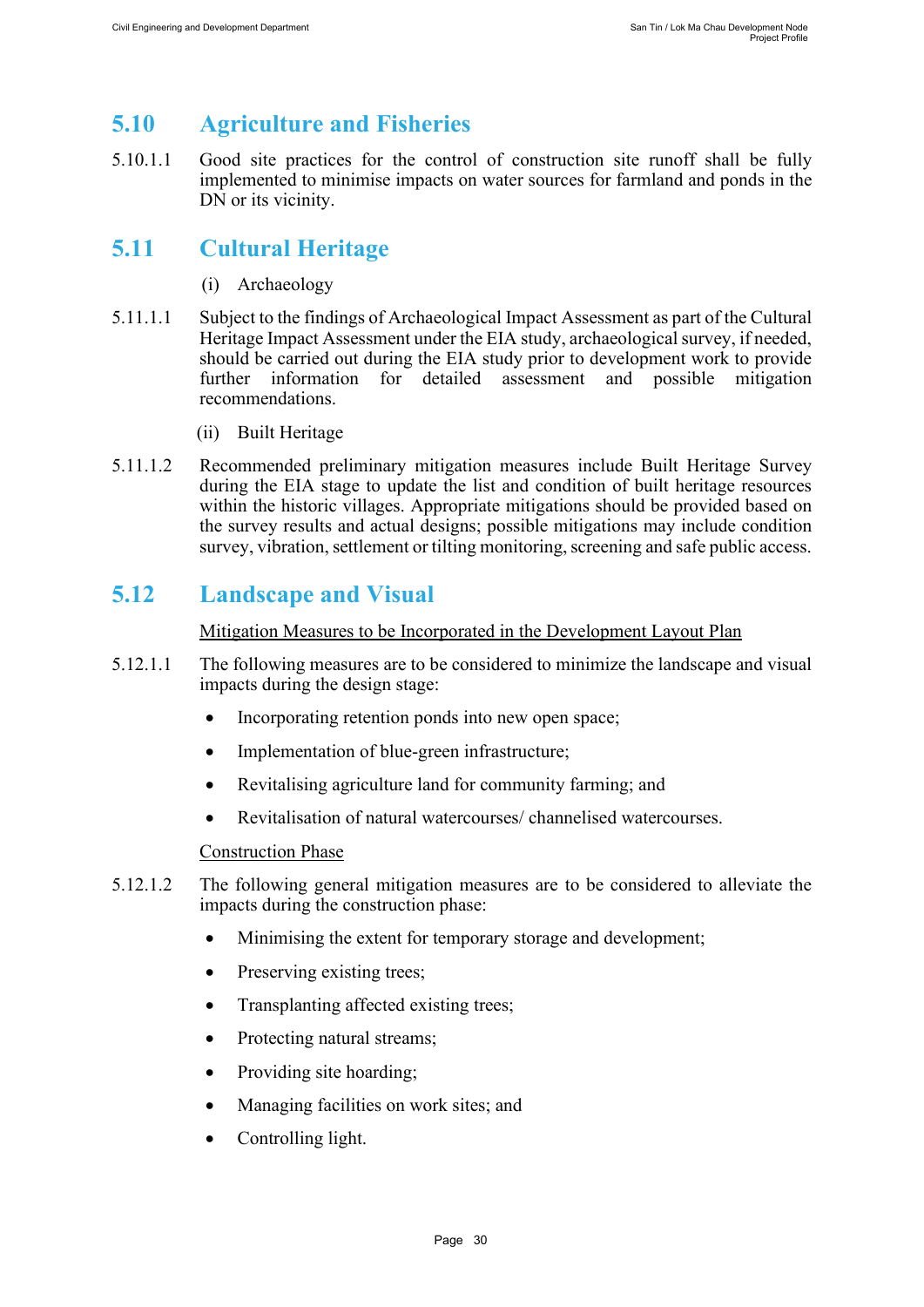## 5.10 Agriculture and Fisheries

5.10.1.1 Good site practices for the control of construction site runoff shall be fully implemented to minimise impacts on water sources for farmland and ponds in the DN or its vicinity.

## 5.11 Cultural Heritage

(i) Archaeology

5.11.1.1 Subject to the findings of Archaeological Impact Assessment as part of the Cultural Heritage Impact Assessment under the EIA study, archaeological survey, if needed, should be carried out during the EIA study prior to development work to provide further information for detailed assessment and possible mitigation recommendations.

(ii) Built Heritage

5.11.1.2 Recommended preliminary mitigation measures include Built Heritage Survey during the EIA stage to update the list and condition of built heritage resources within the historic villages. Appropriate mitigations should be provided based on the survey results and actual designs; possible mitigations may include condition survey, vibration, settlement or tilting monitoring, screening and safe public access.

## 5.12 Landscape and Visual

<u>Mitigation Measures to be Incorporated in the Development Layout Plan</u>

5.12.1.1 The following measures are to be considered to minimize the landscape and visual impacts during the design stage:

- Incorporating retention ponds into new open space;
- Implementation of blue-green infrastructure;
- Revitalising agriculture land for community farming; and
- Revitalisation of natural watercourses/ channelised watercourses.

<u>Construction Phase</u>

5.12.1.2 The following general mitigation measures are to be considered to alleviate the impacts during the construction phase:

- Minimising the extent for temporary storage and development;
- Preserving existing trees;
- Transplanting affected existing trees;
- Protecting natural streams;
- Providing site hoarding;
- Managing facilities on work sites; and
- Controlling light.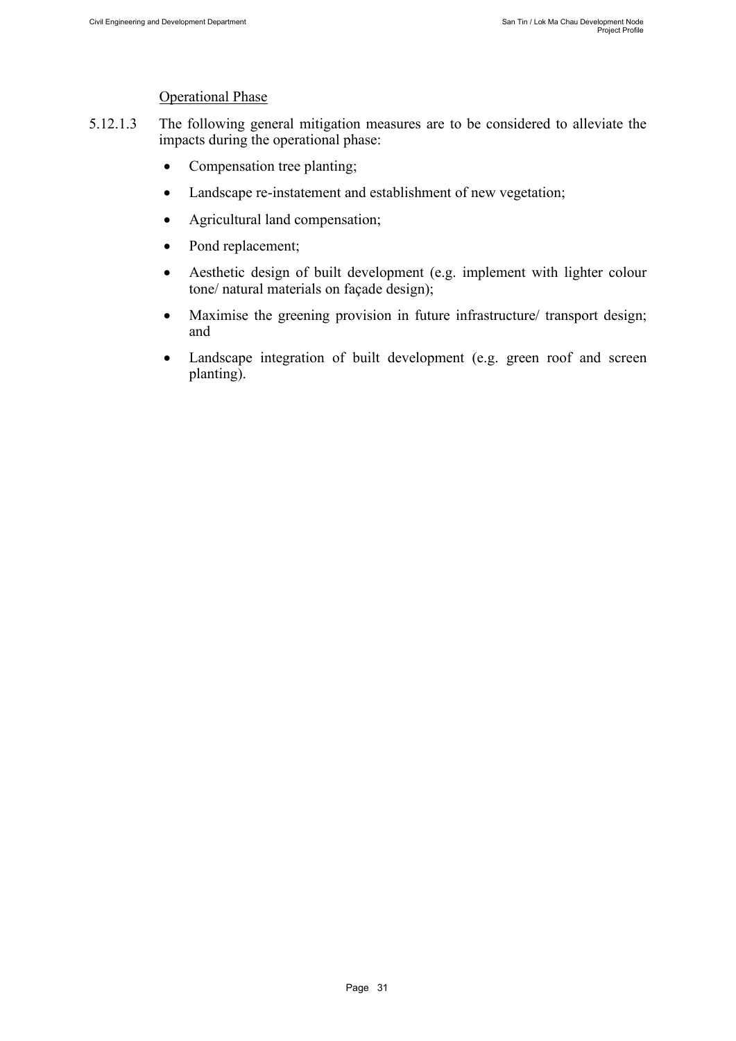Operational Phase

5.12.1.3 The following general mitigation measures are to be considered to alleviate the impacts during the operational phase:

- Compensation tree planting;
- Landscape re-instatement and establishment of new vegetation;
- Agricultural land compensation;
- Pond replacement;
- Aesthetic design of built development (e.g. implement with lighter colour tone/ natural materials on façade design);
- Maximise the greening provision in future infrastructure/ transport design; and
- Landscape integration of built development (e.g. green roof and screen planting).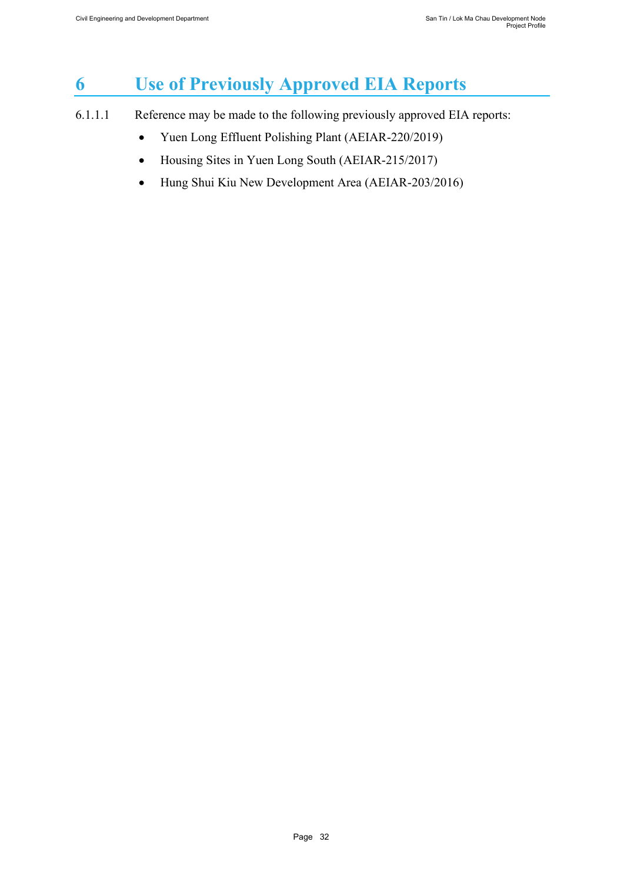# 6 Use of Previously Approved EIA Reports

6.1.1.1 Reference may be made to the following previously approved EIA reports:

- Yuen Long Effluent Polishing Plant (AEIAR-220/2019)
- Housing Sites in Yuen Long South (AEIAR-215/2017)
- Hung Shui Kiu New Development Area (AEIAR-203/2016)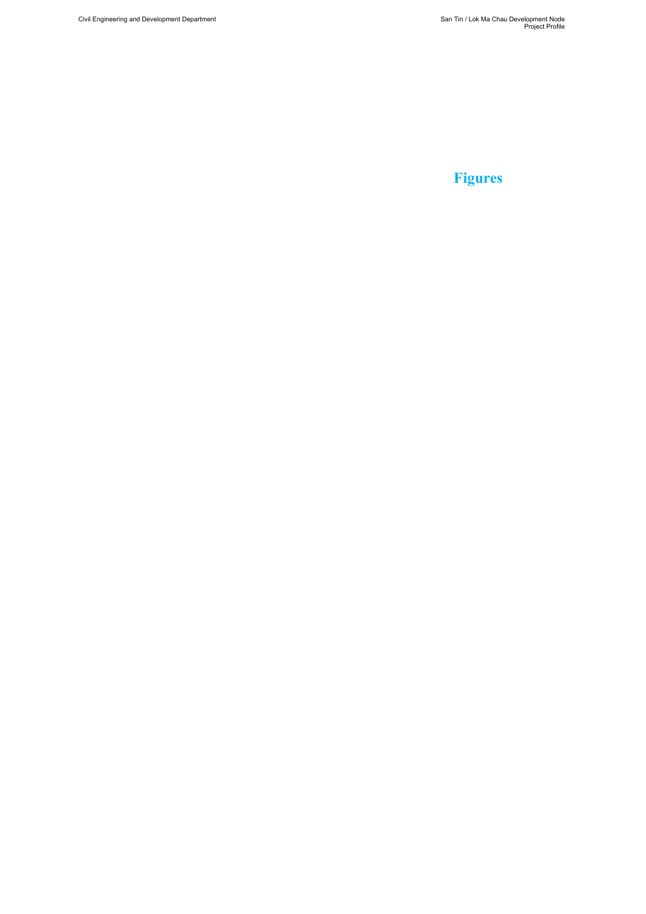# Figures